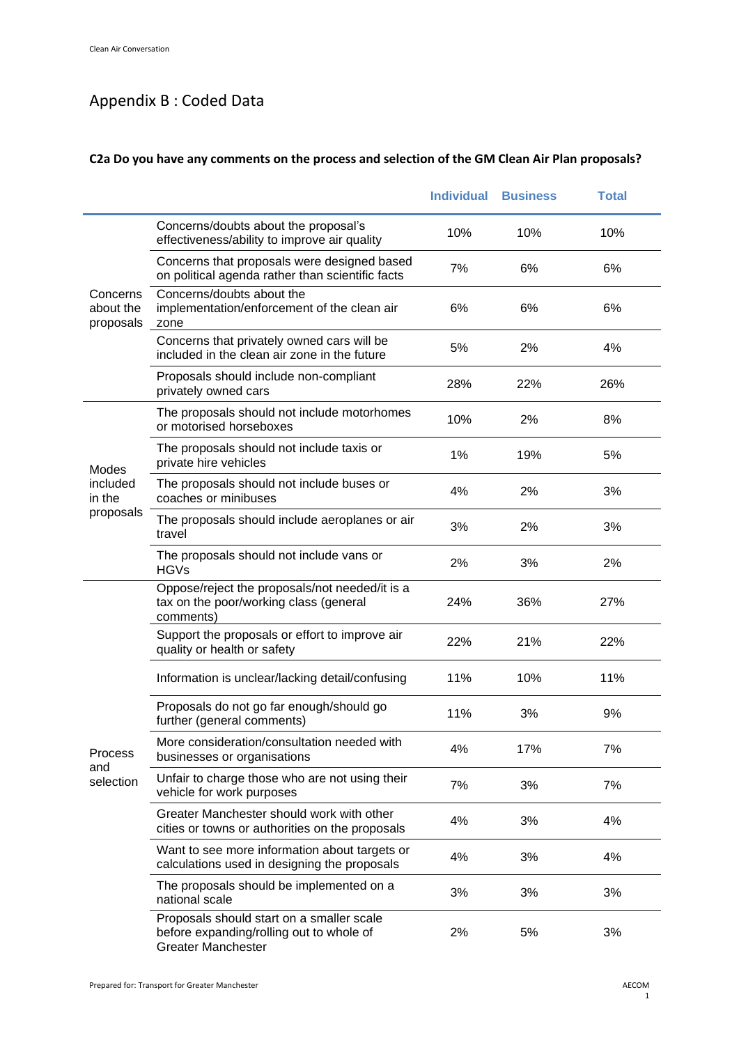# Appendix B : Coded Data

**C2a Do you have any comments on the process and selection of the GM Clean Air Plan proposals?**

| | | Individual | Business | Total |
|---|---|---|---|---|
| Concerns about the proposals | Concerns/doubts about the proposal's effectiveness/ability to improve air quality | 10% | 10% | 10% |
| | Concerns that proposals were designed based on political agenda rather than scientific facts | 7% | 6% | 6% |
| | Concerns/doubts about the implementation/enforcement of the clean air zone | 6% | 6% | 6% |
| | Concerns that privately owned cars will be included in the clean air zone in the future | 5% | 2% | 4% |
| | Proposals should include non-compliant privately owned cars | 28% | 22% | 26% |
| Modes included in the proposals | The proposals should not include motorhomes or motorised horseboxes | 10% | 2% | 8% |
| | The proposals should not include taxis or private hire vehicles | 1% | 19% | 5% |
| | The proposals should not include buses or coaches or minibuses | 4% | 2% | 3% |
| | The proposals should include aeroplanes or air travel | 3% | 2% | 3% |
| | The proposals should not include vans or HGVs | 2% | 3% | 2% |
| Process and selection | Oppose/reject the proposals/not needed/it is a tax on the poor/working class (general comments) | 24% | 36% | 27% |
| | Support the proposals or effort to improve air quality or health or safety | 22% | 21% | 22% |
| | Information is unclear/lacking detail/confusing | 11% | 10% | 11% |
| | Proposals do not go far enough/should go further (general comments) | 11% | 3% | 9% |
| | More consideration/consultation needed with businesses or organisations | 4% | 17% | 7% |
| | Unfair to charge those who are not using their vehicle for work purposes | 7% | 3% | 7% |
| | Greater Manchester should work with other cities or towns or authorities on the proposals | 4% | 3% | 4% |
| | Want to see more information about targets or calculations used in designing the proposals | 4% | 3% | 4% |
| | The proposals should be implemented on a national scale | 3% | 3% | 3% |
| | Proposals should start on a smaller scale before expanding/rolling out to whole of Greater Manchester | 2% | 5% | 3% |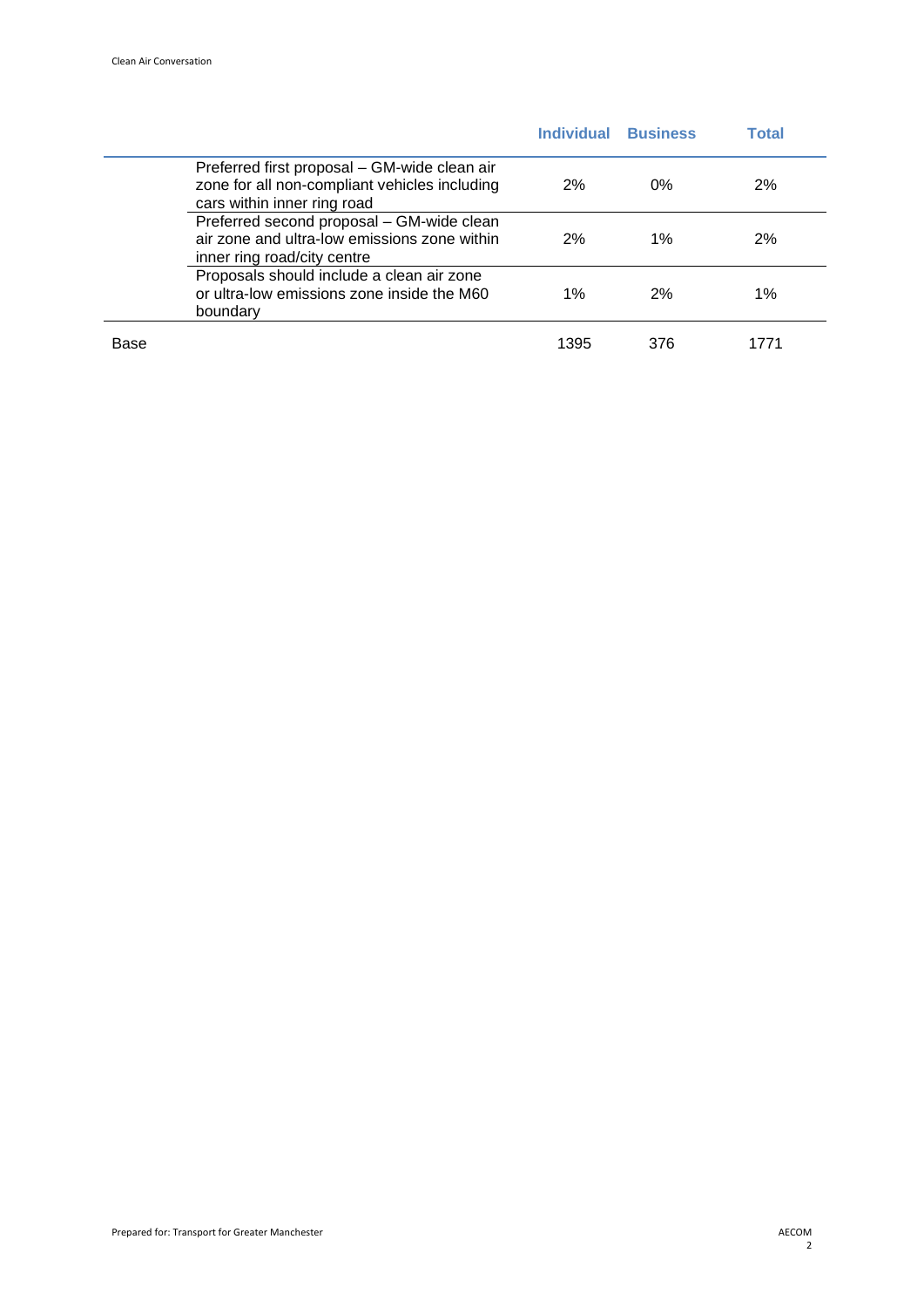| | | Individual | Business | Total |
|---|---|---|---|---|
| | Preferred first proposal – GM-wide clean air zone for all non-compliant vehicles including cars within inner ring road | 2% | 0% | 2% |
| | Preferred second proposal – GM-wide clean air zone and ultra-low emissions zone within inner ring road/city centre | 2% | 1% | 2% |
| | Proposals should include a clean air zone or ultra-low emissions zone inside the M60 boundary | 1% | 2% | 1% |
| Base | | 1395 | 376 | 1771 |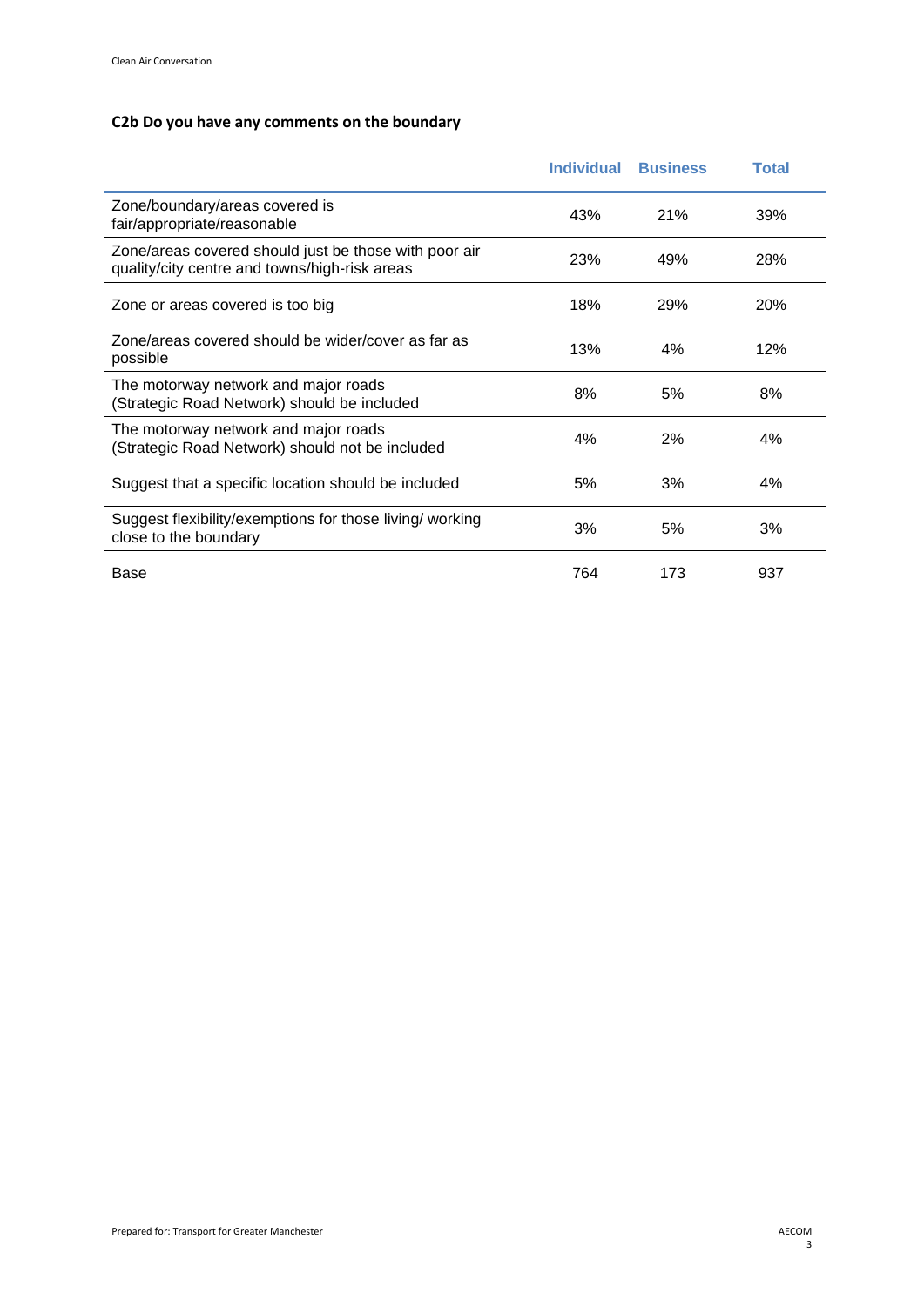## C2b Do you have any comments on the boundary

| | Individual | Business | Total |
|---|---|---|---|
| Zone/boundary/areas covered is fair/appropriate/reasonable | 43% | 21% | 39% |
| Zone/areas covered should just be those with poor air quality/city centre and towns/high-risk areas | 23% | 49% | 28% |
| Zone or areas covered is too big | 18% | 29% | 20% |
| Zone/areas covered should be wider/cover as far as possible | 13% | 4% | 12% |
| The motorway network and major roads (Strategic Road Network) should be included | 8% | 5% | 8% |
| The motorway network and major roads (Strategic Road Network) should not be included | 4% | 2% | 4% |
| Suggest that a specific location should be included | 5% | 3% | 4% |
| Suggest flexibility/exemptions for those living/ working close to the boundary | 3% | 5% | 3% |
| Base | 764 | 173 | 937 |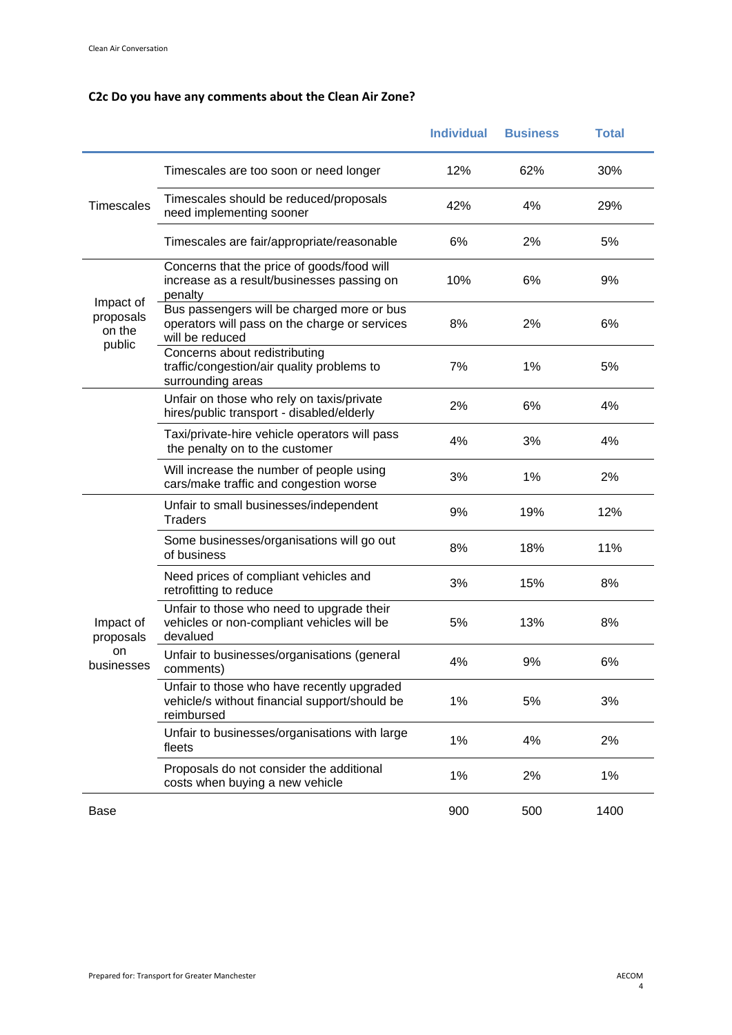### C2c Do you have any comments about the Clean Air Zone?

| | | Individual | Business | Total |
|---|---|---|---|---|
| Timescales | Timescales are too soon or need longer | 12% | 62% | 30% |
| | Timescales should be reduced/proposals need implementing sooner | 42% | 4% | 29% |
| | Timescales are fair/appropriate/reasonable | 6% | 2% | 5% |
| Impact of proposals on the public | Concerns that the price of goods/food will increase as a result/businesses passing on penalty | 10% | 6% | 9% |
| | Bus passengers will be charged more or bus operators will pass on the charge or services will be reduced | 8% | 2% | 6% |
| | Concerns about redistributing traffic/congestion/air quality problems to surrounding areas | 7% | 1% | 5% |
| | Unfair on those who rely on taxis/private hires/public transport - disabled/elderly | 2% | 6% | 4% |
| | Taxi/private-hire vehicle operators will pass the penalty on to the customer | 4% | 3% | 4% |
| | Will increase the number of people using cars/make traffic and congestion worse | 3% | 1% | 2% |
| Impact of proposals on businesses | Unfair to small businesses/independent Traders | 9% | 19% | 12% |
| | Some businesses/organisations will go out of business | 8% | 18% | 11% |
| | Need prices of compliant vehicles and retrofitting to reduce | 3% | 15% | 8% |
| | Unfair to those who need to upgrade their vehicles or non-compliant vehicles will be devalued | 5% | 13% | 8% |
| | Unfair to businesses/organisations (general comments) | 4% | 9% | 6% |
| | Unfair to those who have recently upgraded vehicle/s without financial support/should be reimbursed | 1% | 5% | 3% |
| | Unfair to businesses/organisations with large fleets | 1% | 4% | 2% |
| | Proposals do not consider the additional costs when buying a new vehicle | 1% | 2% | 1% |
| Base | | 900 | 500 | 1400 |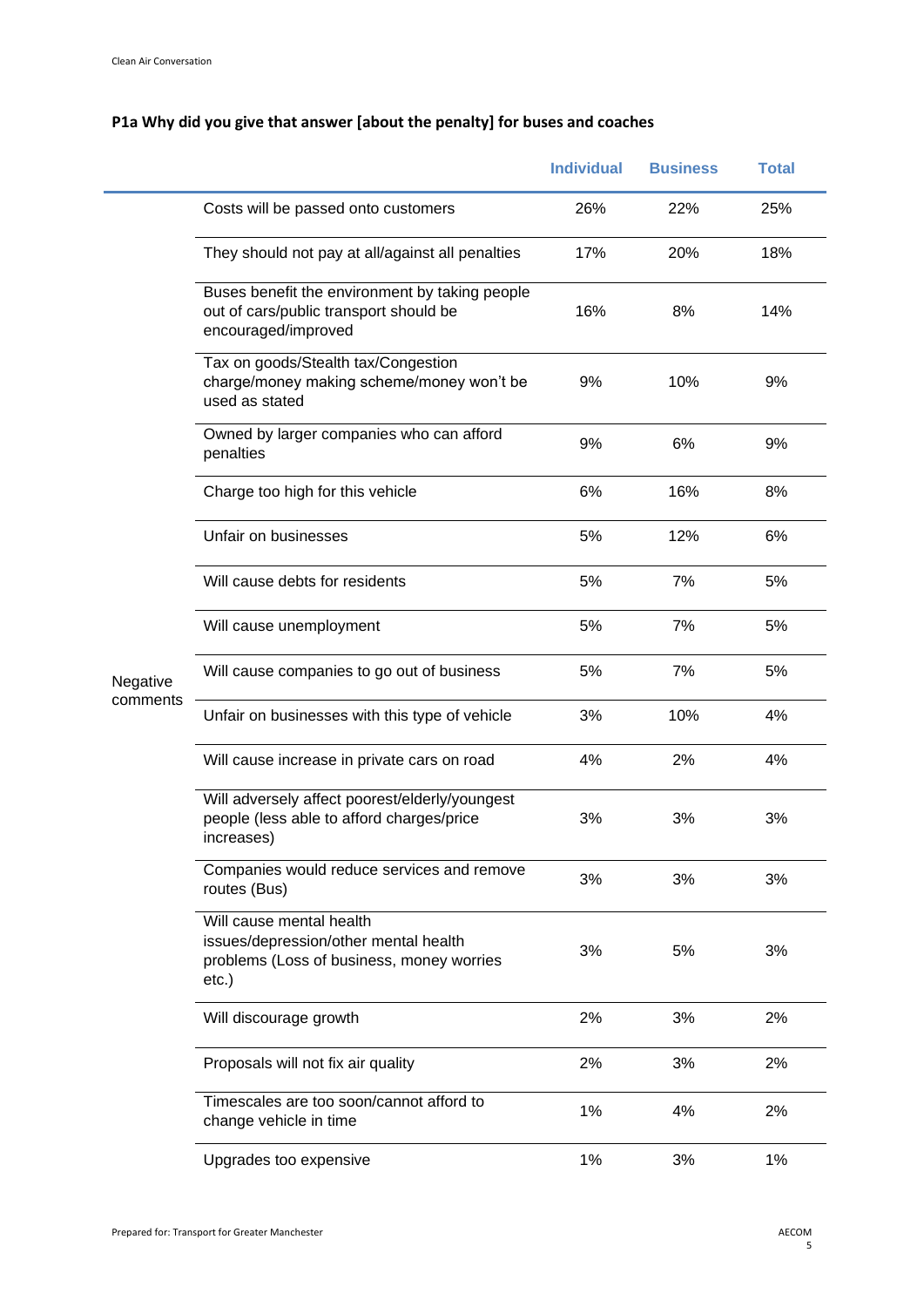**P1a Why did you give that answer [about the penalty] for buses and coaches**

| | | Individual | Business | Total |
|---|---|---|---|---|
| Negative comments | Costs will be passed onto customers | 26% | 22% | 25% |
| | They should not pay at all/against all penalties | 17% | 20% | 18% |
| | Buses benefit the environment by taking people out of cars/public transport should be encouraged/improved | 16% | 8% | 14% |
| | Tax on goods/Stealth tax/Congestion charge/money making scheme/money won't be used as stated | 9% | 10% | 9% |
| | Owned by larger companies who can afford penalties | 9% | 6% | 9% |
| | Charge too high for this vehicle | 6% | 16% | 8% |
| | Unfair on businesses | 5% | 12% | 6% |
| | Will cause debts for residents | 5% | 7% | 5% |
| | Will cause unemployment | 5% | 7% | 5% |
| | Will cause companies to go out of business | 5% | 7% | 5% |
| | Unfair on businesses with this type of vehicle | 3% | 10% | 4% |
| | Will cause increase in private cars on road | 4% | 2% | 4% |
| | Will adversely affect poorest/elderly/youngest people (less able to afford charges/price increases) | 3% | 3% | 3% |
| | Companies would reduce services and remove routes (Bus) | 3% | 3% | 3% |
| | Will cause mental health issues/depression/other mental health problems (Loss of business, money worries etc.) | 3% | 5% | 3% |
| | Will discourage growth | 2% | 3% | 2% |
| | Proposals will not fix air quality | 2% | 3% | 2% |
| | Timescales are too soon/cannot afford to change vehicle in time | 1% | 4% | 2% |
| | Upgrades too expensive | 1% | 3% | 1% |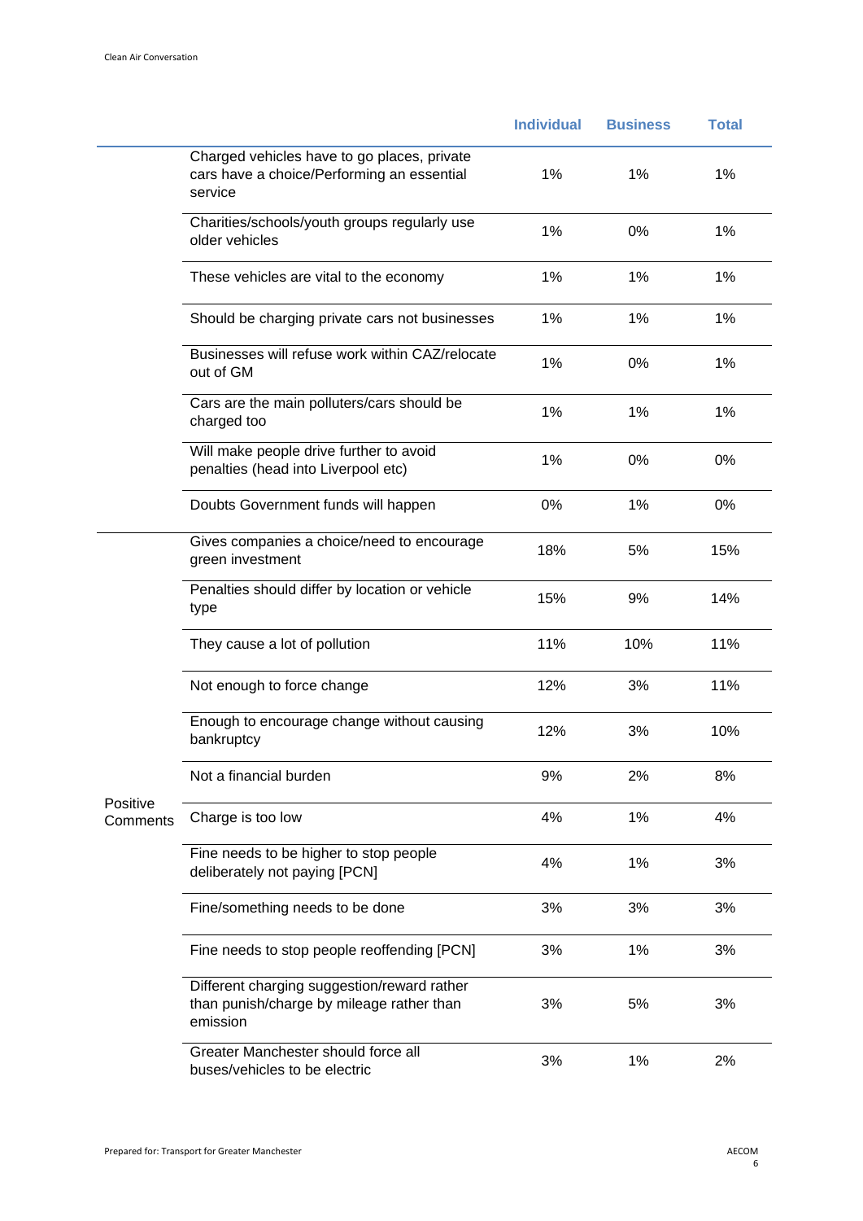| | | Individual | Business | Total |
|---|---|---|---|---|
| | Charged vehicles have to go places, private cars have a choice/Performing an essential service | 1% | 1% | 1% |
| | Charities/schools/youth groups regularly use older vehicles | 1% | 0% | 1% |
| | These vehicles are vital to the economy | 1% | 1% | 1% |
| | Should be charging private cars not businesses | 1% | 1% | 1% |
| | Businesses will refuse work within CAZ/relocate out of GM | 1% | 0% | 1% |
| | Cars are the main polluters/cars should be charged too | 1% | 1% | 1% |
| | Will make people drive further to avoid penalties (head into Liverpool etc) | 1% | 0% | 0% |
| | Doubts Government funds will happen | 0% | 1% | 0% |
| Positive Comments | Gives companies a choice/need to encourage green investment | 18% | 5% | 15% |
| | Penalties should differ by location or vehicle type | 15% | 9% | 14% |
| | They cause a lot of pollution | 11% | 10% | 11% |
| | Not enough to force change | 12% | 3% | 11% |
| | Enough to encourage change without causing bankruptcy | 12% | 3% | 10% |
| | Not a financial burden | 9% | 2% | 8% |
| | Charge is too low | 4% | 1% | 4% |
| | Fine needs to be higher to stop people deliberately not paying [PCN] | 4% | 1% | 3% |
| | Fine/something needs to be done | 3% | 3% | 3% |
| | Fine needs to stop people reoffending [PCN] | 3% | 1% | 3% |
| | Different charging suggestion/reward rather than punish/charge by mileage rather than emission | 3% | 5% | 3% |
| | Greater Manchester should force all buses/vehicles to be electric | 3% | 1% | 2% |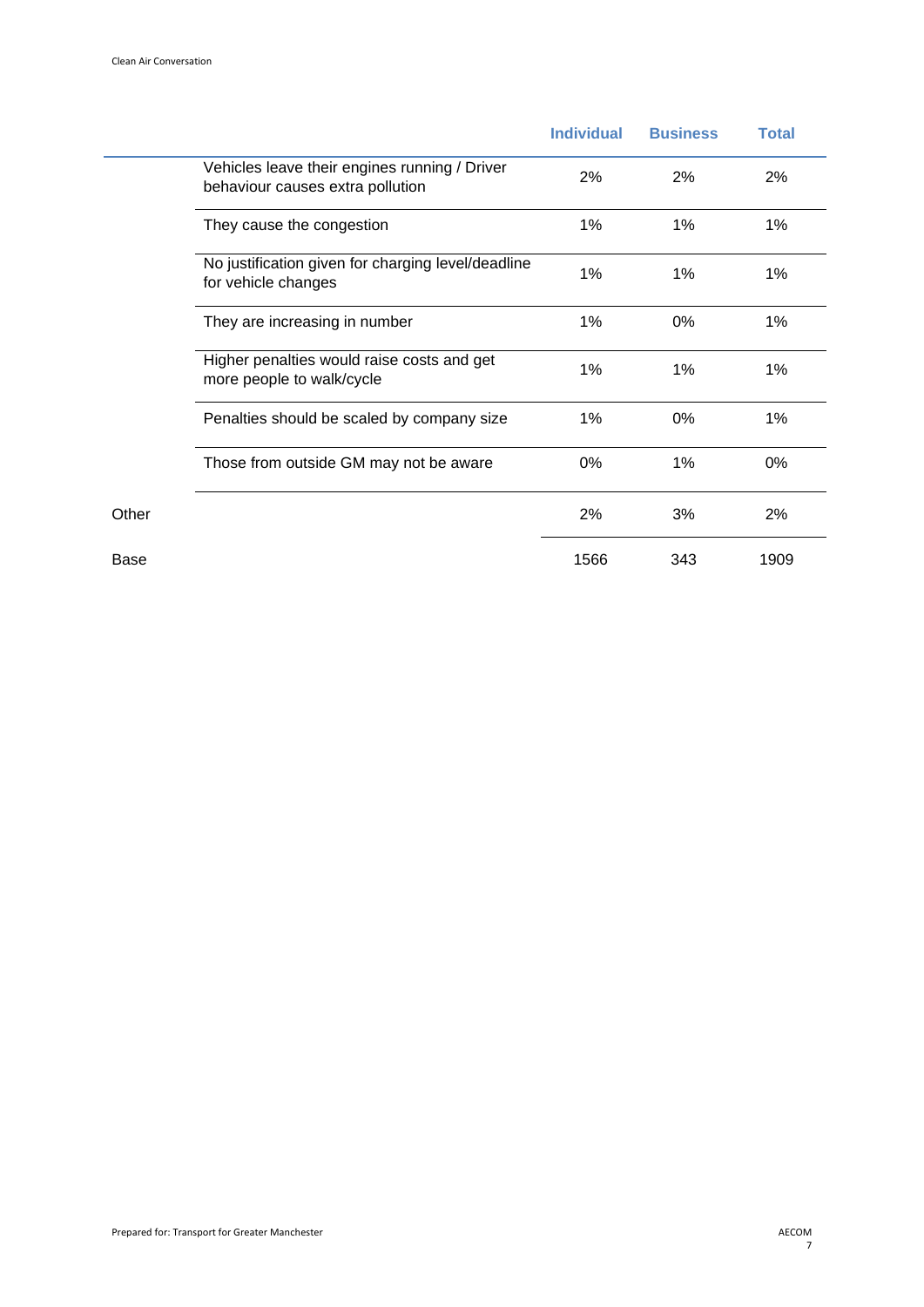| | | Individual | Business | Total |
|---|---|---|---|---|
| | Vehicles leave their engines running / Driver behaviour causes extra pollution | 2% | 2% | 2% |
| | They cause the congestion | 1% | 1% | 1% |
| | No justification given for charging level/deadline for vehicle changes | 1% | 1% | 1% |
| | They are increasing in number | 1% | 0% | 1% |
| | Higher penalties would raise costs and get more people to walk/cycle | 1% | 1% | 1% |
| | Penalties should be scaled by company size | 1% | 0% | 1% |
| | Those from outside GM may not be aware | 0% | 1% | 0% |
| Other | | 2% | 3% | 2% |
| Base | | 1566 | 343 | 1909 |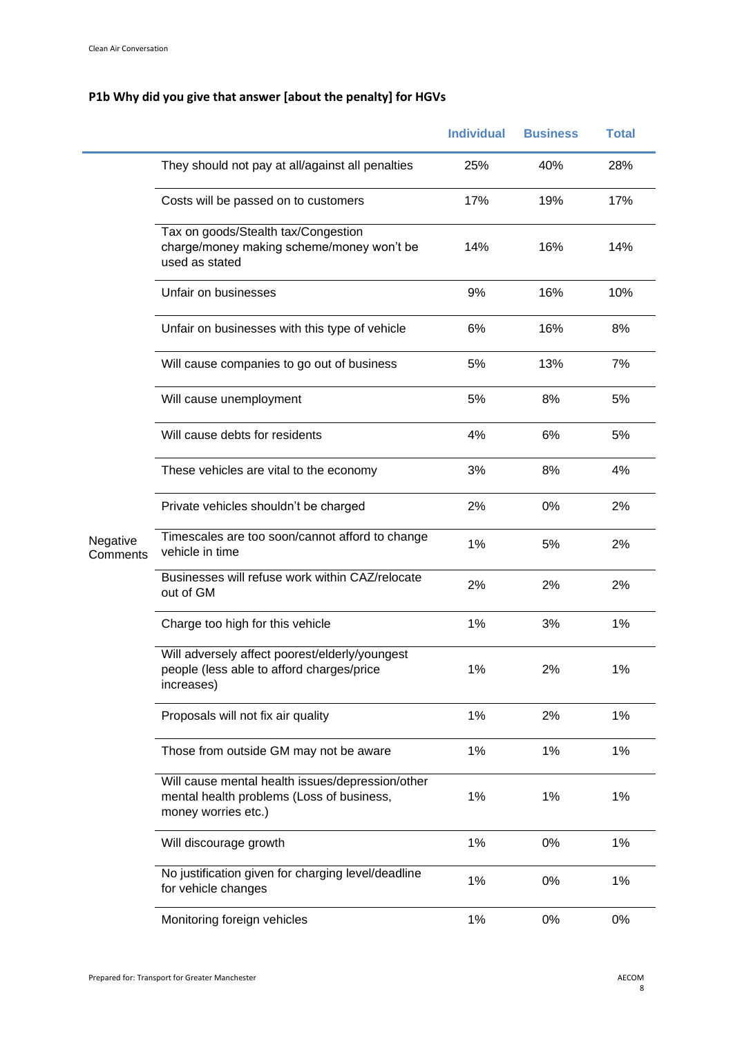**P1b Why did you give that answer [about the penalty] for HGVs**

| | | Individual | Business | Total |
|---|---|---|---|---|
| Negative Comments | They should not pay at all/against all penalties | 25% | 40% | 28% |
| | Costs will be passed on to customers | 17% | 19% | 17% |
| | Tax on goods/Stealth tax/Congestion charge/money making scheme/money won't be used as stated | 14% | 16% | 14% |
| | Unfair on businesses | 9% | 16% | 10% |
| | Unfair on businesses with this type of vehicle | 6% | 16% | 8% |
| | Will cause companies to go out of business | 5% | 13% | 7% |
| | Will cause unemployment | 5% | 8% | 5% |
| | Will cause debts for residents | 4% | 6% | 5% |
| | These vehicles are vital to the economy | 3% | 8% | 4% |
| | Private vehicles shouldn't be charged | 2% | 0% | 2% |
| | Timescales are too soon/cannot afford to change vehicle in time | 1% | 5% | 2% |
| | Businesses will refuse work within CAZ/relocate out of GM | 2% | 2% | 2% |
| | Charge too high for this vehicle | 1% | 3% | 1% |
| | Will adversely affect poorest/elderly/youngest people (less able to afford charges/price increases) | 1% | 2% | 1% |
| | Proposals will not fix air quality | 1% | 2% | 1% |
| | Those from outside GM may not be aware | 1% | 1% | 1% |
| | Will cause mental health issues/depression/other mental health problems (Loss of business, money worries etc.) | 1% | 1% | 1% |
| | Will discourage growth | 1% | 0% | 1% |
| | No justification given for charging level/deadline for vehicle changes | 1% | 0% | 1% |
| | Monitoring foreign vehicles | 1% | 0% | 0% |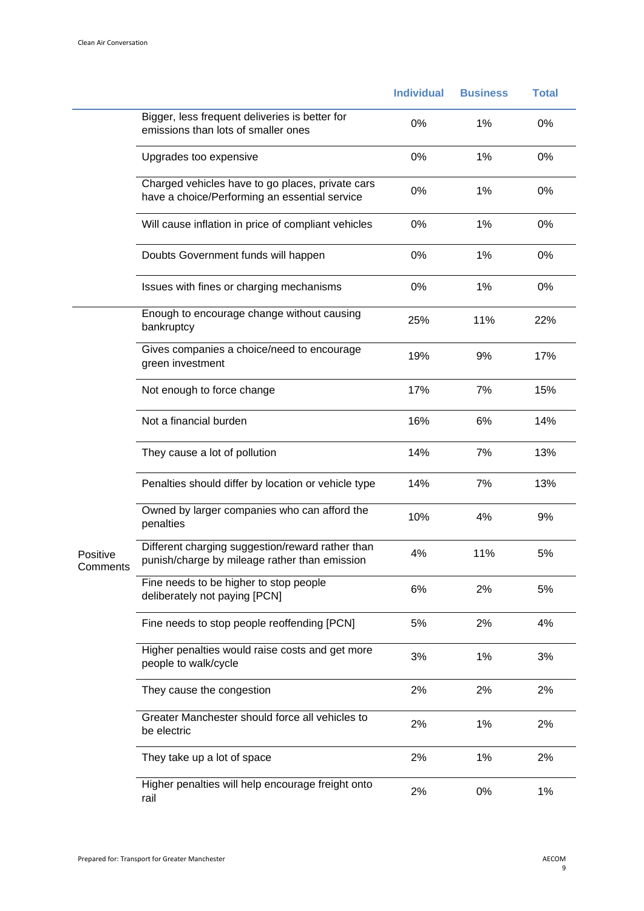| | | Individual | Business | Total |
|---|---|---|---|---|
| | Bigger, less frequent deliveries is better for emissions than lots of smaller ones | 0% | 1% | 0% |
| | Upgrades too expensive | 0% | 1% | 0% |
| | Charged vehicles have to go places, private cars have a choice/Performing an essential service | 0% | 1% | 0% |
| | Will cause inflation in price of compliant vehicles | 0% | 1% | 0% |
| | Doubts Government funds will happen | 0% | 1% | 0% |
| | Issues with fines or charging mechanisms | 0% | 1% | 0% |
| Positive Comments | Enough to encourage change without causing bankruptcy | 25% | 11% | 22% |
| | Gives companies a choice/need to encourage green investment | 19% | 9% | 17% |
| | Not enough to force change | 17% | 7% | 15% |
| | Not a financial burden | 16% | 6% | 14% |
| | They cause a lot of pollution | 14% | 7% | 13% |
| | Penalties should differ by location or vehicle type | 14% | 7% | 13% |
| | Owned by larger companies who can afford the penalties | 10% | 4% | 9% |
| | Different charging suggestion/reward rather than punish/charge by mileage rather than emission | 4% | 11% | 5% |
| | Fine needs to be higher to stop people deliberately not paying [PCN] | 6% | 2% | 5% |
| | Fine needs to stop people reoffending [PCN] | 5% | 2% | 4% |
| | Higher penalties would raise costs and get more people to walk/cycle | 3% | 1% | 3% |
| | They cause the congestion | 2% | 2% | 2% |
| | Greater Manchester should force all vehicles to be electric | 2% | 1% | 2% |
| | They take up a lot of space | 2% | 1% | 2% |
| | Higher penalties will help encourage freight onto rail | 2% | 0% | 1% |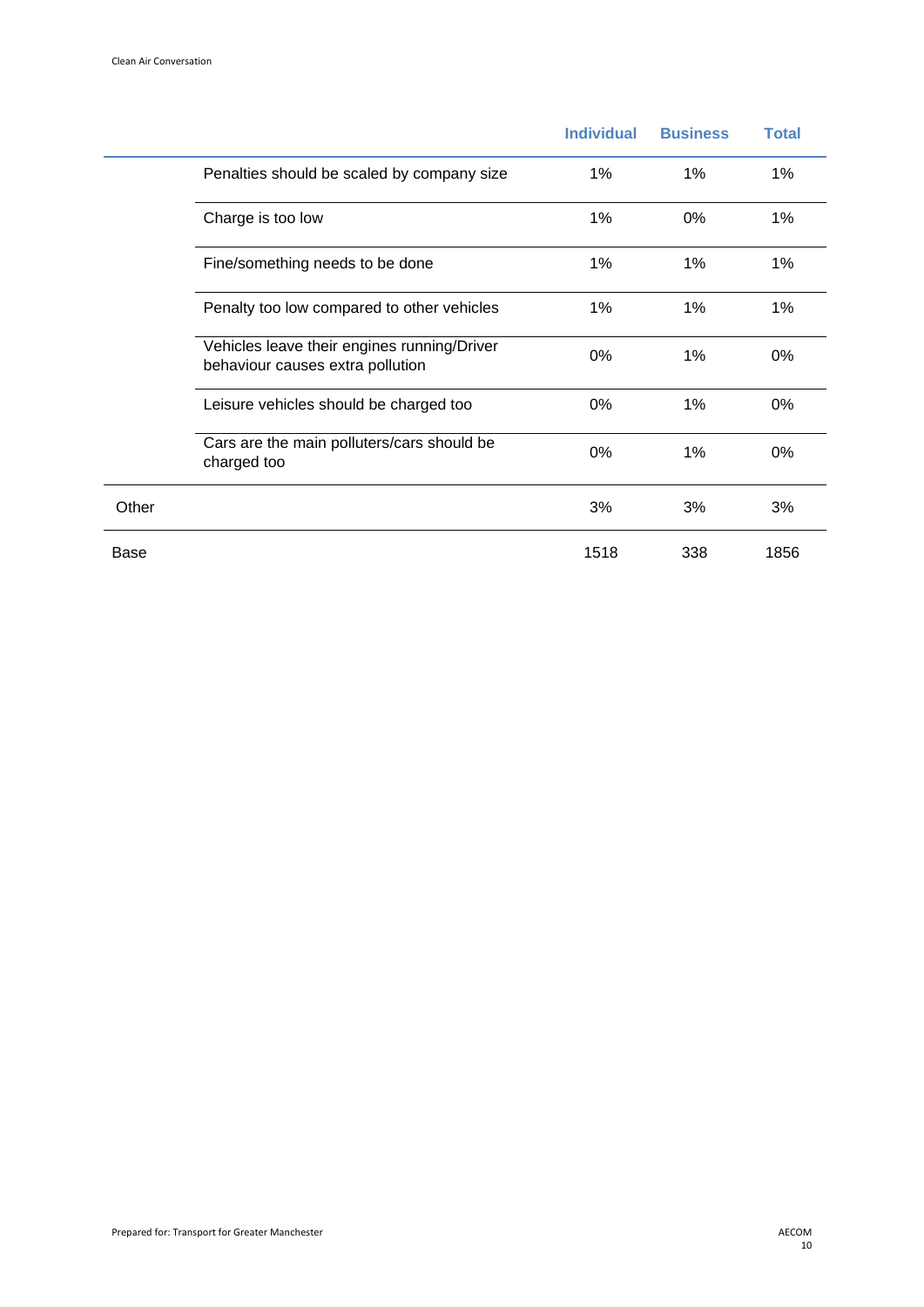| | | Individual | Business | Total |
|---|---|---|---|---|
| | Penalties should be scaled by company size | 1% | 1% | 1% |
| | Charge is too low | 1% | 0% | 1% |
| | Fine/something needs to be done | 1% | 1% | 1% |
| | Penalty too low compared to other vehicles | 1% | 1% | 1% |
| | Vehicles leave their engines running/Driver behaviour causes extra pollution | 0% | 1% | 0% |
| | Leisure vehicles should be charged too | 0% | 1% | 0% |
| | Cars are the main polluters/cars should be charged too | 0% | 1% | 0% |
| Other | | 3% | 3% | 3% |
| Base | | 1518 | 338 | 1856 |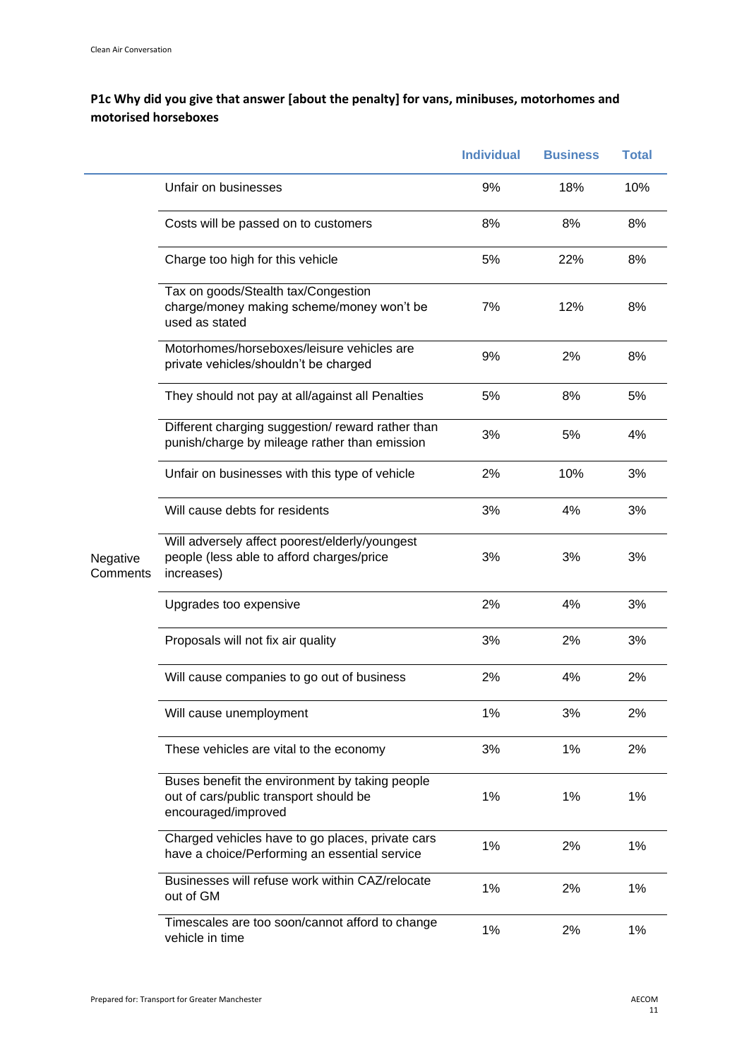**P1c Why did you give that answer [about the penalty] for vans, minibuses, motorhomes and motorised horseboxes**

| | | Individual | Business | Total |
|---|---|---|---|---|
| Negative Comments | Unfair on businesses | 9% | 18% | 10% |
| | Costs will be passed on to customers | 8% | 8% | 8% |
| | Charge too high for this vehicle | 5% | 22% | 8% |
| | Tax on goods/Stealth tax/Congestion charge/money making scheme/money won't be used as stated | 7% | 12% | 8% |
| | Motorhomes/horseboxes/leisure vehicles are private vehicles/shouldn't be charged | 9% | 2% | 8% |
| | They should not pay at all/against all Penalties | 5% | 8% | 5% |
| | Different charging suggestion/ reward rather than punish/charge by mileage rather than emission | 3% | 5% | 4% |
| | Unfair on businesses with this type of vehicle | 2% | 10% | 3% |
| | Will cause debts for residents | 3% | 4% | 3% |
| | Will adversely affect poorest/elderly/youngest people (less able to afford charges/price increases) | 3% | 3% | 3% |
| | Upgrades too expensive | 2% | 4% | 3% |
| | Proposals will not fix air quality | 3% | 2% | 3% |
| | Will cause companies to go out of business | 2% | 4% | 2% |
| | Will cause unemployment | 1% | 3% | 2% |
| | These vehicles are vital to the economy | 3% | 1% | 2% |
| | Buses benefit the environment by taking people out of cars/public transport should be encouraged/improved | 1% | 1% | 1% |
| | Charged vehicles have to go places, private cars have a choice/Performing an essential service | 1% | 2% | 1% |
| | Businesses will refuse work within CAZ/relocate out of GM | 1% | 2% | 1% |
| | Timescales are too soon/cannot afford to change vehicle in time | 1% | 2% | 1% |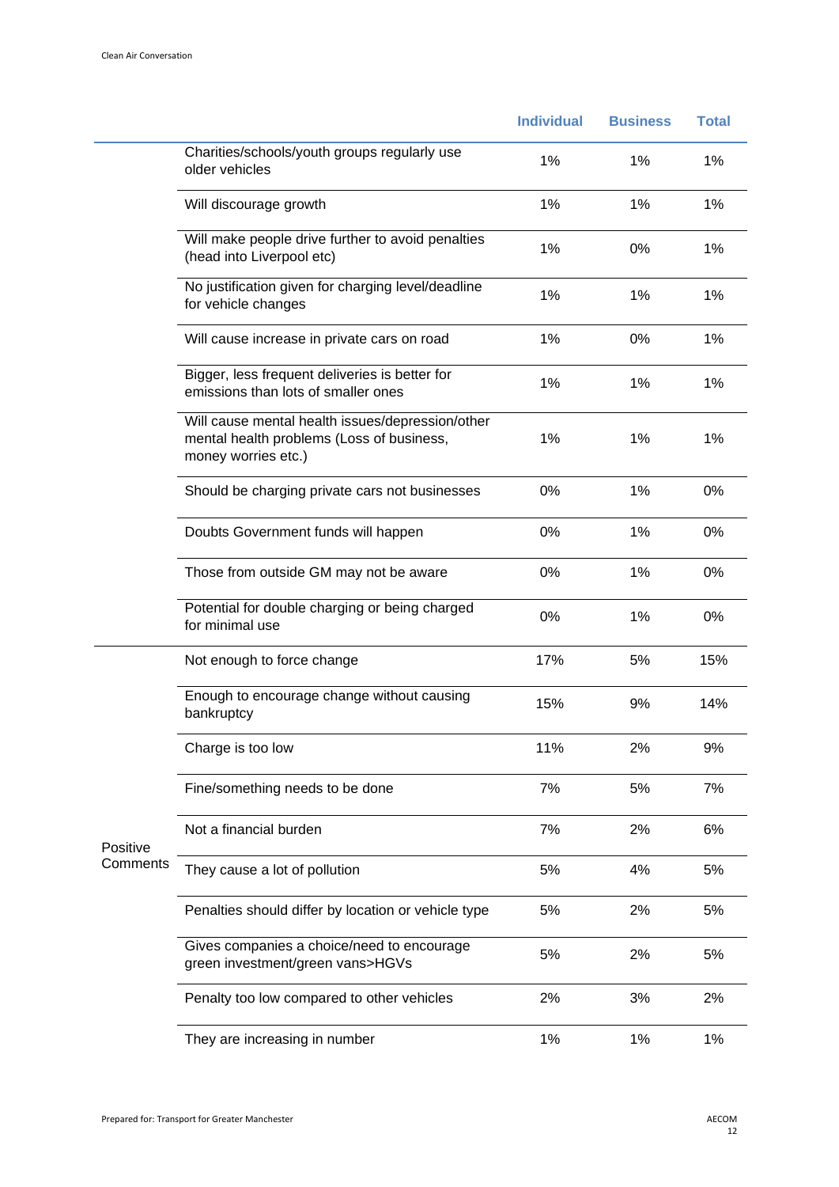| | | Individual | Business | Total |
|---|---|---|---|---|
| | Charities/schools/youth groups regularly use older vehicles | 1% | 1% | 1% |
| | Will discourage growth | 1% | 1% | 1% |
| | Will make people drive further to avoid penalties (head into Liverpool etc) | 1% | 0% | 1% |
| | No justification given for charging level/deadline for vehicle changes | 1% | 1% | 1% |
| | Will cause increase in private cars on road | 1% | 0% | 1% |
| | Bigger, less frequent deliveries is better for emissions than lots of smaller ones | 1% | 1% | 1% |
| | Will cause mental health issues/depression/other mental health problems (Loss of business, money worries etc.) | 1% | 1% | 1% |
| | Should be charging private cars not businesses | 0% | 1% | 0% |
| | Doubts Government funds will happen | 0% | 1% | 0% |
| | Those from outside GM may not be aware | 0% | 1% | 0% |
| | Potential for double charging or being charged for minimal use | 0% | 1% | 0% |
| Positive Comments | Not enough to force change | 17% | 5% | 15% |
| | Enough to encourage change without causing bankruptcy | 15% | 9% | 14% |
| | Charge is too low | 11% | 2% | 9% |
| | Fine/something needs to be done | 7% | 5% | 7% |
| | Not a financial burden | 7% | 2% | 6% |
| | They cause a lot of pollution | 5% | 4% | 5% |
| | Penalties should differ by location or vehicle type | 5% | 2% | 5% |
| | Gives companies a choice/need to encourage green investment/green vans>HGVs | 5% | 2% | 5% |
| | Penalty too low compared to other vehicles | 2% | 3% | 2% |
| | They are increasing in number | 1% | 1% | 1% |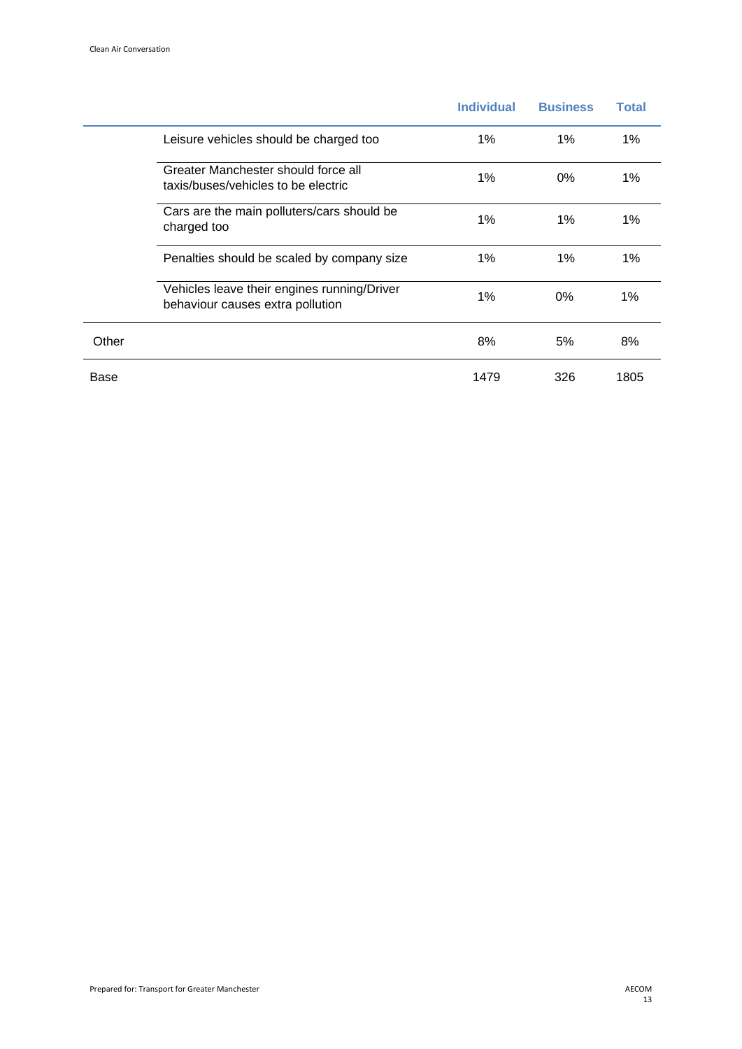| | | Individual | Business | Total |
|---|---|---|---|---|
| | Leisure vehicles should be charged too | 1% | 1% | 1% |
| | Greater Manchester should force all taxis/buses/vehicles to be electric | 1% | 0% | 1% |
| | Cars are the main polluters/cars should be charged too | 1% | 1% | 1% |
| | Penalties should be scaled by company size | 1% | 1% | 1% |
| | Vehicles leave their engines running/Driver behaviour causes extra pollution | 1% | 0% | 1% |
| Other | | 8% | 5% | 8% |
| Base | | 1479 | 326 | 1805 |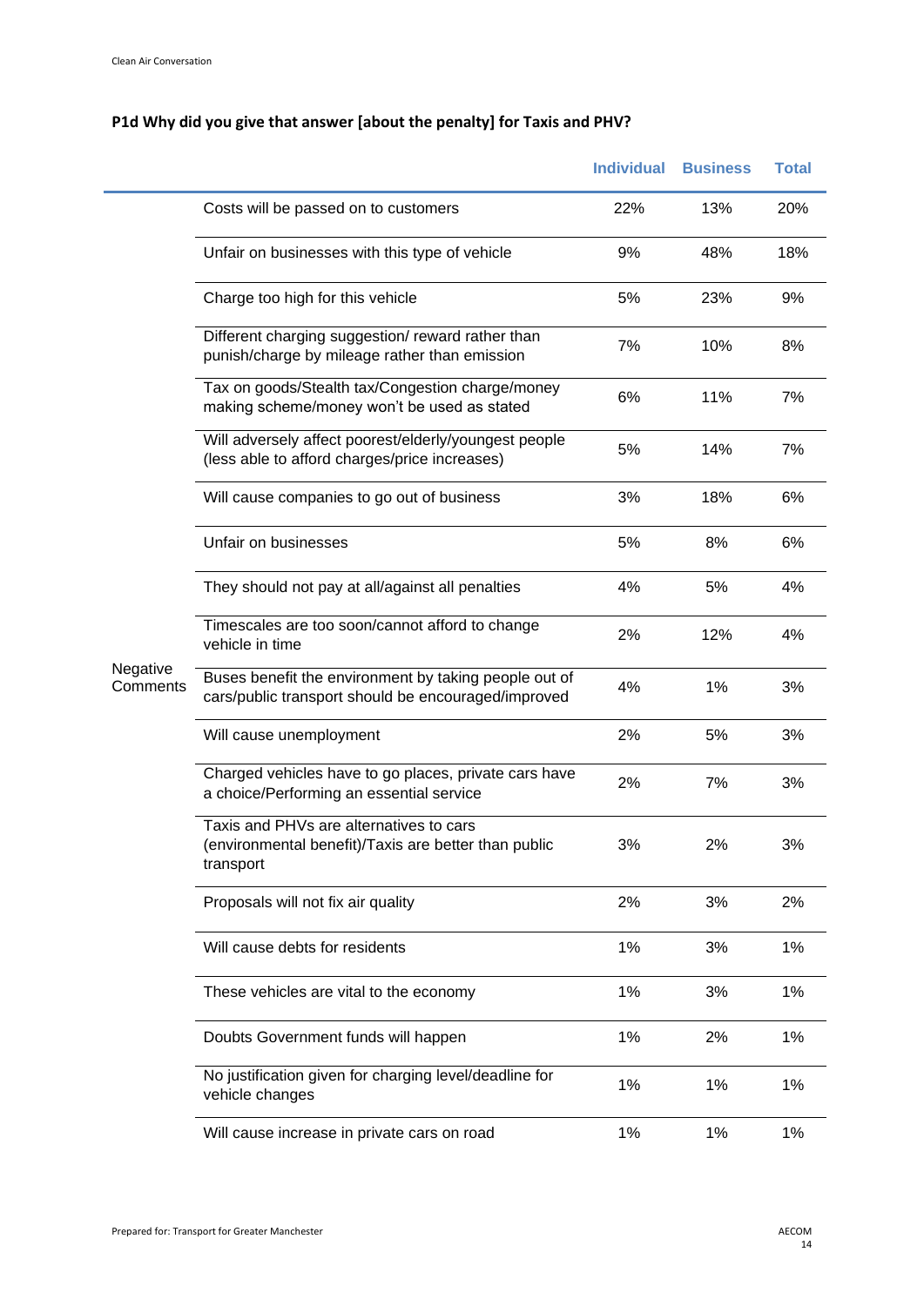**P1d Why did you give that answer [about the penalty] for Taxis and PHV?**

| | | Individual | Business | Total |
|---|---|---|---|---|
| Negative Comments | Costs will be passed on to customers | 22% | 13% | 20% |
| | Unfair on businesses with this type of vehicle | 9% | 48% | 18% |
| | Charge too high for this vehicle | 5% | 23% | 9% |
| | Different charging suggestion/ reward rather than punish/charge by mileage rather than emission | 7% | 10% | 8% |
| | Tax on goods/Stealth tax/Congestion charge/money making scheme/money won't be used as stated | 6% | 11% | 7% |
| | Will adversely affect poorest/elderly/youngest people (less able to afford charges/price increases) | 5% | 14% | 7% |
| | Will cause companies to go out of business | 3% | 18% | 6% |
| | Unfair on businesses | 5% | 8% | 6% |
| | They should not pay at all/against all penalties | 4% | 5% | 4% |
| | Timescales are too soon/cannot afford to change vehicle in time | 2% | 12% | 4% |
| | Buses benefit the environment by taking people out of cars/public transport should be encouraged/improved | 4% | 1% | 3% |
| | Will cause unemployment | 2% | 5% | 3% |
| | Charged vehicles have to go places, private cars have a choice/Performing an essential service | 2% | 7% | 3% |
| | Taxis and PHVs are alternatives to cars (environmental benefit)/Taxis are better than public transport | 3% | 2% | 3% |
| | Proposals will not fix air quality | 2% | 3% | 2% |
| | Will cause debts for residents | 1% | 3% | 1% |
| | These vehicles are vital to the economy | 1% | 3% | 1% |
| | Doubts Government funds will happen | 1% | 2% | 1% |
| | No justification given for charging level/deadline for vehicle changes | 1% | 1% | 1% |
| | Will cause increase in private cars on road | 1% | 1% | 1% |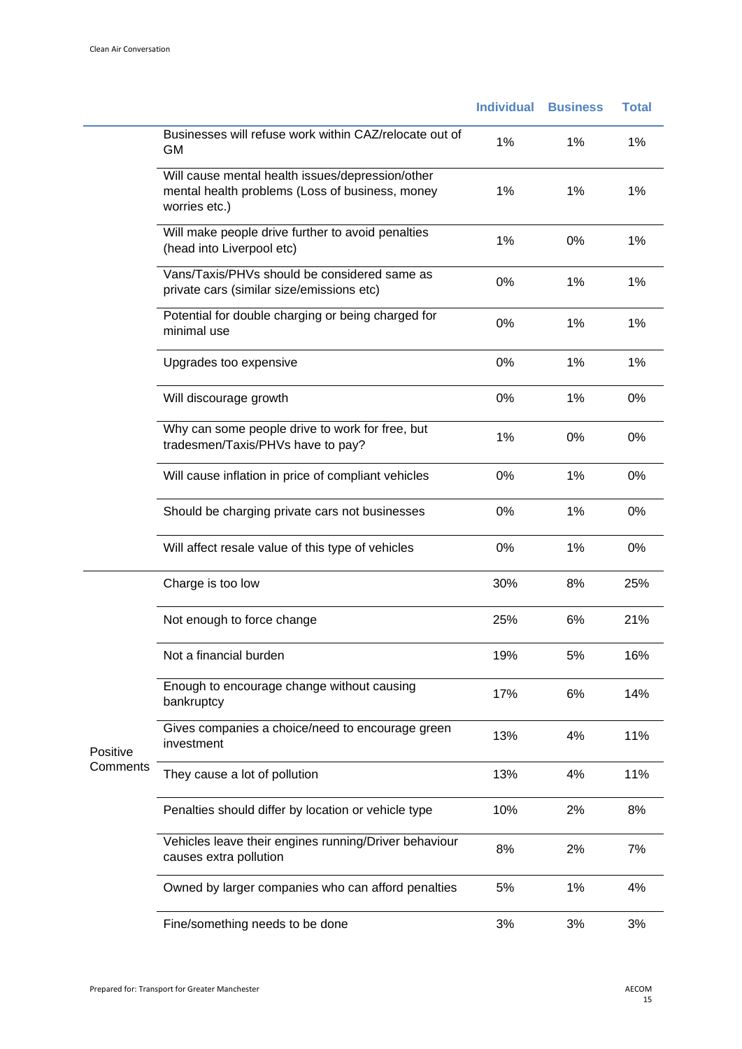| | | Individual | Business | Total |
|---|---|---|---|---|
| | Businesses will refuse work within CAZ/relocate out of GM | 1% | 1% | 1% |
| | Will cause mental health issues/depression/other mental health problems (Loss of business, money worries etc.) | 1% | 1% | 1% |
| | Will make people drive further to avoid penalties (head into Liverpool etc) | 1% | 0% | 1% |
| | Vans/Taxis/PHVs should be considered same as private cars (similar size/emissions etc) | 0% | 1% | 1% |
| | Potential for double charging or being charged for minimal use | 0% | 1% | 1% |
| | Upgrades too expensive | 0% | 1% | 1% |
| | Will discourage growth | 0% | 1% | 0% |
| | Why can some people drive to work for free, but tradesmen/Taxis/PHVs have to pay? | 1% | 0% | 0% |
| | Will cause inflation in price of compliant vehicles | 0% | 1% | 0% |
| | Should be charging private cars not businesses | 0% | 1% | 0% |
| | Will affect resale value of this type of vehicles | 0% | 1% | 0% |
| Positive Comments | Charge is too low | 30% | 8% | 25% |
| | Not enough to force change | 25% | 6% | 21% |
| | Not a financial burden | 19% | 5% | 16% |
| | Enough to encourage change without causing bankruptcy | 17% | 6% | 14% |
| | Gives companies a choice/need to encourage green investment | 13% | 4% | 11% |
| | They cause a lot of pollution | 13% | 4% | 11% |
| | Penalties should differ by location or vehicle type | 10% | 2% | 8% |
| | Vehicles leave their engines running/Driver behaviour causes extra pollution | 8% | 2% | 7% |
| | Owned by larger companies who can afford penalties | 5% | 1% | 4% |
| | Fine/something needs to be done | 3% | 3% | 3% |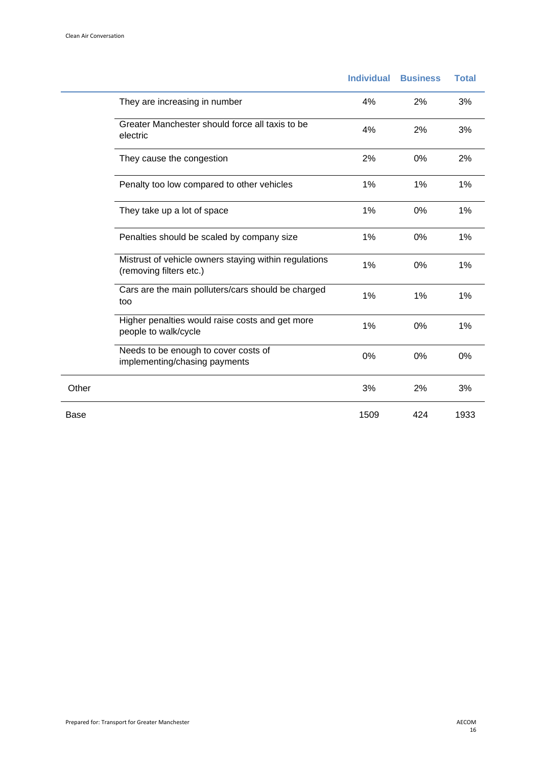| | | Individual | Business | Total |
|---|---|---|---|---|
| | They are increasing in number | 4% | 2% | 3% |
| | Greater Manchester should force all taxis to be electric | 4% | 2% | 3% |
| | They cause the congestion | 2% | 0% | 2% |
| | Penalty too low compared to other vehicles | 1% | 1% | 1% |
| | They take up a lot of space | 1% | 0% | 1% |
| | Penalties should be scaled by company size | 1% | 0% | 1% |
| | Mistrust of vehicle owners staying within regulations (removing filters etc.) | 1% | 0% | 1% |
| | Cars are the main polluters/cars should be charged too | 1% | 1% | 1% |
| | Higher penalties would raise costs and get more people to walk/cycle | 1% | 0% | 1% |
| | Needs to be enough to cover costs of implementing/chasing payments | 0% | 0% | 0% |
| Other | | 3% | 2% | 3% |
| Base | | 1509 | 424 | 1933 |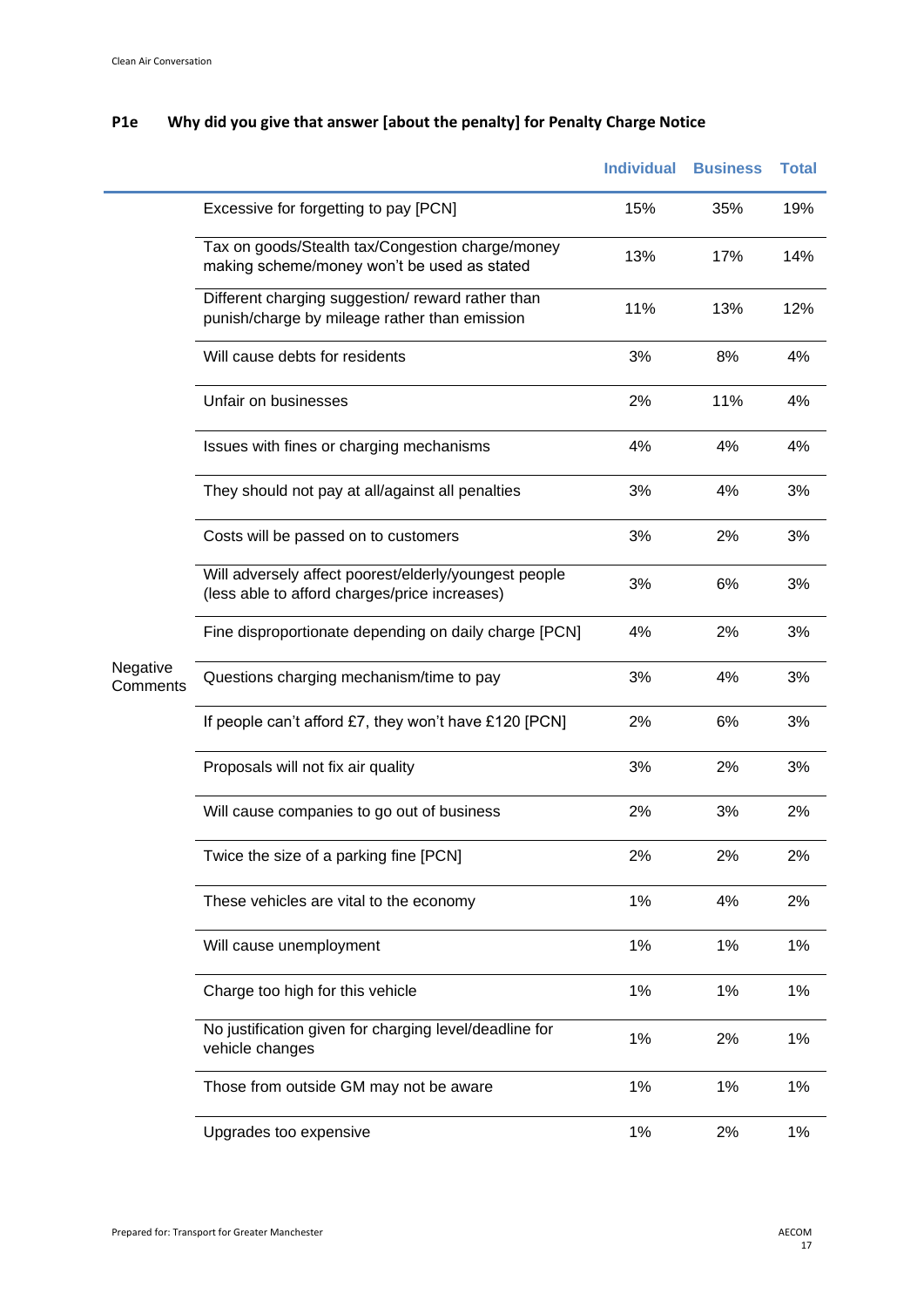**P1e Why did you give that answer [about the penalty] for Penalty Charge Notice**

| | | Individual | Business | Total |
|---|---|---|---|---|
| Negative Comments | Excessive for forgetting to pay [PCN] | 15% | 35% | 19% |
| | Tax on goods/Stealth tax/Congestion charge/money making scheme/money won't be used as stated | 13% | 17% | 14% |
| | Different charging suggestion/ reward rather than punish/charge by mileage rather than emission | 11% | 13% | 12% |
| | Will cause debts for residents | 3% | 8% | 4% |
| | Unfair on businesses | 2% | 11% | 4% |
| | Issues with fines or charging mechanisms | 4% | 4% | 4% |
| | They should not pay at all/against all penalties | 3% | 4% | 3% |
| | Costs will be passed on to customers | 3% | 2% | 3% |
| | Will adversely affect poorest/elderly/youngest people (less able to afford charges/price increases) | 3% | 6% | 3% |
| | Fine disproportionate depending on daily charge [PCN] | 4% | 2% | 3% |
| | Questions charging mechanism/time to pay | 3% | 4% | 3% |
| | If people can't afford £7, they won't have £120 [PCN] | 2% | 6% | 3% |
| | Proposals will not fix air quality | 3% | 2% | 3% |
| | Will cause companies to go out of business | 2% | 3% | 2% |
| | Twice the size of a parking fine [PCN] | 2% | 2% | 2% |
| | These vehicles are vital to the economy | 1% | 4% | 2% |
| | Will cause unemployment | 1% | 1% | 1% |
| | Charge too high for this vehicle | 1% | 1% | 1% |
| | No justification given for charging level/deadline for vehicle changes | 1% | 2% | 1% |
| | Those from outside GM may not be aware | 1% | 1% | 1% |
| | Upgrades too expensive | 1% | 2% | 1% |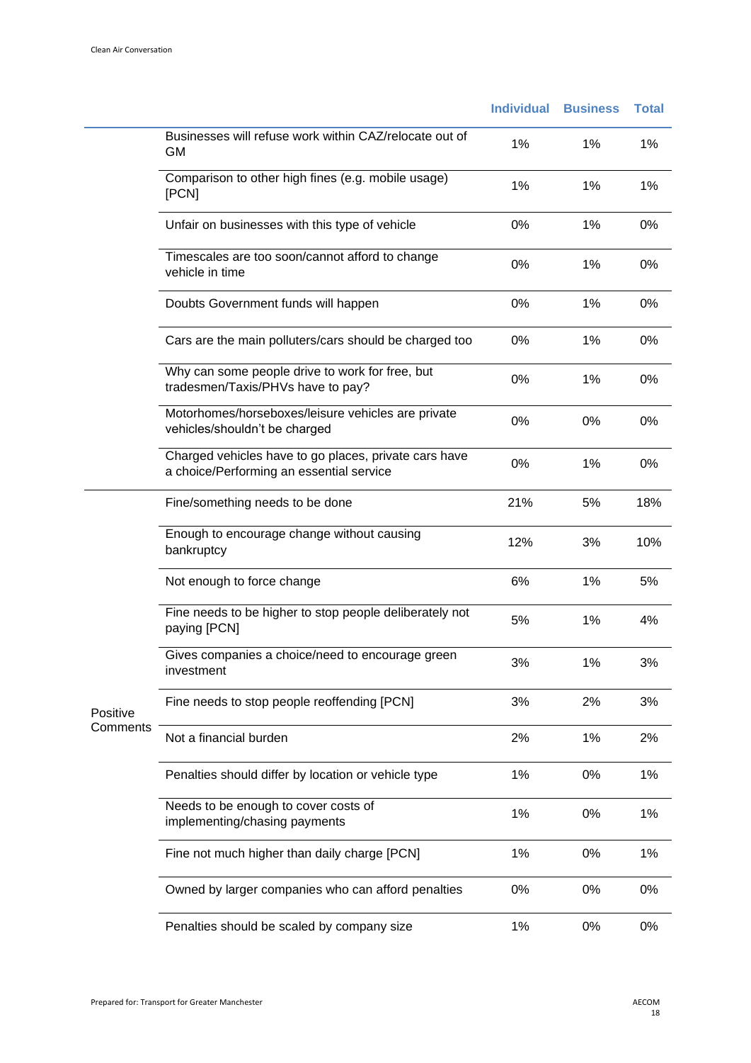| | | Individual | Business | Total |
|---|---|---|---|---|
| | Businesses will refuse work within CAZ/relocate out of GM | 1% | 1% | 1% |
| | Comparison to other high fines (e.g. mobile usage) [PCN] | 1% | 1% | 1% |
| | Unfair on businesses with this type of vehicle | 0% | 1% | 0% |
| | Timescales are too soon/cannot afford to change vehicle in time | 0% | 1% | 0% |
| | Doubts Government funds will happen | 0% | 1% | 0% |
| | Cars are the main polluters/cars should be charged too | 0% | 1% | 0% |
| | Why can some people drive to work for free, but tradesmen/Taxis/PHVs have to pay? | 0% | 1% | 0% |
| | Motorhomes/horseboxes/leisure vehicles are private vehicles/shouldn't be charged | 0% | 0% | 0% |
| | Charged vehicles have to go places, private cars have a choice/Performing an essential service | 0% | 1% | 0% |
| Positive Comments | Fine/something needs to be done | 21% | 5% | 18% |
| | Enough to encourage change without causing bankruptcy | 12% | 3% | 10% |
| | Not enough to force change | 6% | 1% | 5% |
| | Fine needs to be higher to stop people deliberately not paying [PCN] | 5% | 1% | 4% |
| | Gives companies a choice/need to encourage green investment | 3% | 1% | 3% |
| | Fine needs to stop people reoffending [PCN] | 3% | 2% | 3% |
| | Not a financial burden | 2% | 1% | 2% |
| | Penalties should differ by location or vehicle type | 1% | 0% | 1% |
| | Needs to be enough to cover costs of implementing/chasing payments | 1% | 0% | 1% |
| | Fine not much higher than daily charge [PCN] | 1% | 0% | 1% |
| | Owned by larger companies who can afford penalties | 0% | 0% | 0% |
| | Penalties should be scaled by company size | 1% | 0% | 0% |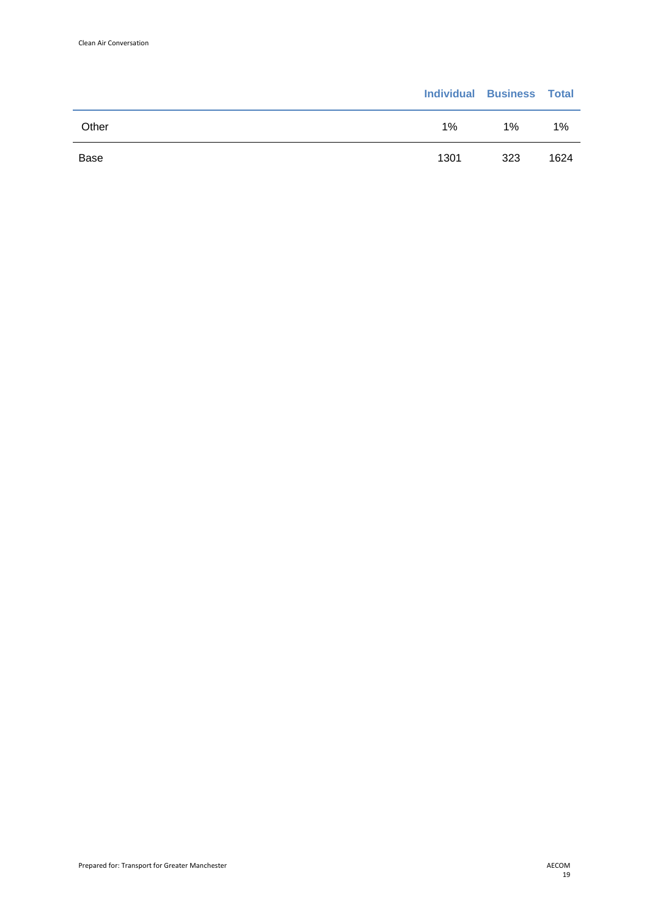| | Individual | Business | Total |
|---|---|---|---|
| Other | 1% | 1% | 1% |
| Base | 1301 | 323 | 1624 |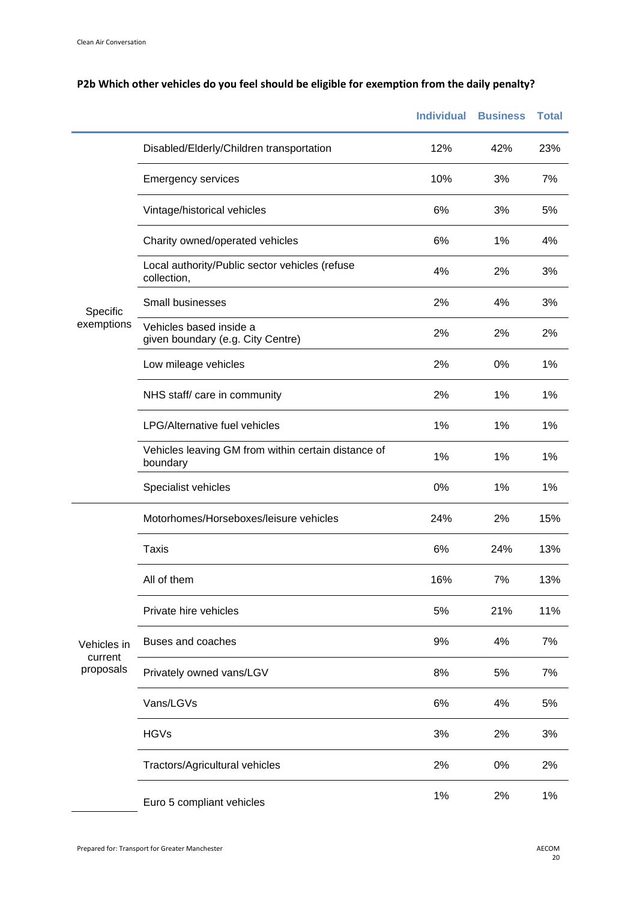**P2b Which other vehicles do you feel should be eligible for exemption from the daily penalty?**

| | | Individual | Business | Total |
|---|---|---|---|---|
| Specific exemptions | Disabled/Elderly/Children transportation | 12% | 42% | 23% |
| | Emergency services | 10% | 3% | 7% |
| | Vintage/historical vehicles | 6% | 3% | 5% |
| | Charity owned/operated vehicles | 6% | 1% | 4% |
| | Local authority/Public sector vehicles (refuse collection, | 4% | 2% | 3% |
| | Small businesses | 2% | 4% | 3% |
| | Vehicles based inside a given boundary (e.g. City Centre) | 2% | 2% | 2% |
| | Low mileage vehicles | 2% | 0% | 1% |
| | NHS staff/ care in community | 2% | 1% | 1% |
| | LPG/Alternative fuel vehicles | 1% | 1% | 1% |
| | Vehicles leaving GM from within certain distance of boundary | 1% | 1% | 1% |
| | Specialist vehicles | 0% | 1% | 1% |
| Vehicles in current proposals | Motorhomes/Horseboxes/leisure vehicles | 24% | 2% | 15% |
| | Taxis | 6% | 24% | 13% |
| | All of them | 16% | 7% | 13% |
| | Private hire vehicles | 5% | 21% | 11% |
| | Buses and coaches | 9% | 4% | 7% |
| | Privately owned vans/LGV | 8% | 5% | 7% |
| | Vans/LGVs | 6% | 4% | 5% |
| | HGVs | 3% | 2% | 3% |
| | Tractors/Agricultural vehicles | 2% | 0% | 2% |
| | Euro 5 compliant vehicles | 1% | 2% | 1% |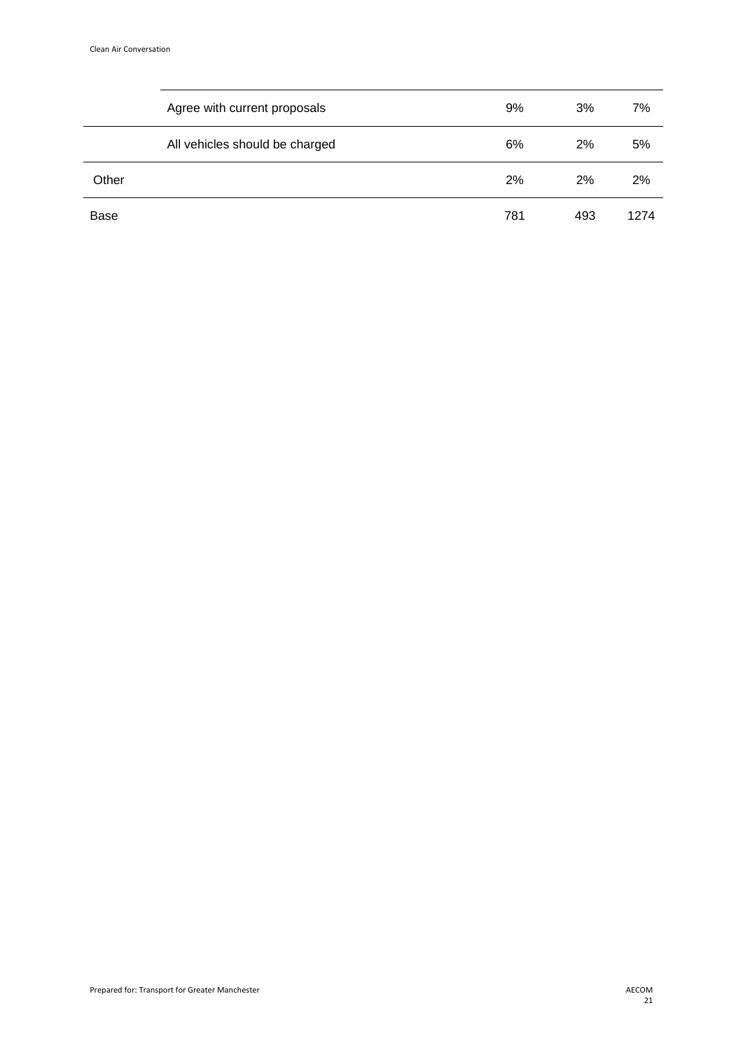| | | | | |
|---|---|---|---|---|
| | Agree with current proposals | 9% | 3% | 7% |
| | All vehicles should be charged | 6% | 2% | 5% |
| Other | | 2% | 2% | 2% |
| Base | | 781 | 493 | 1274 |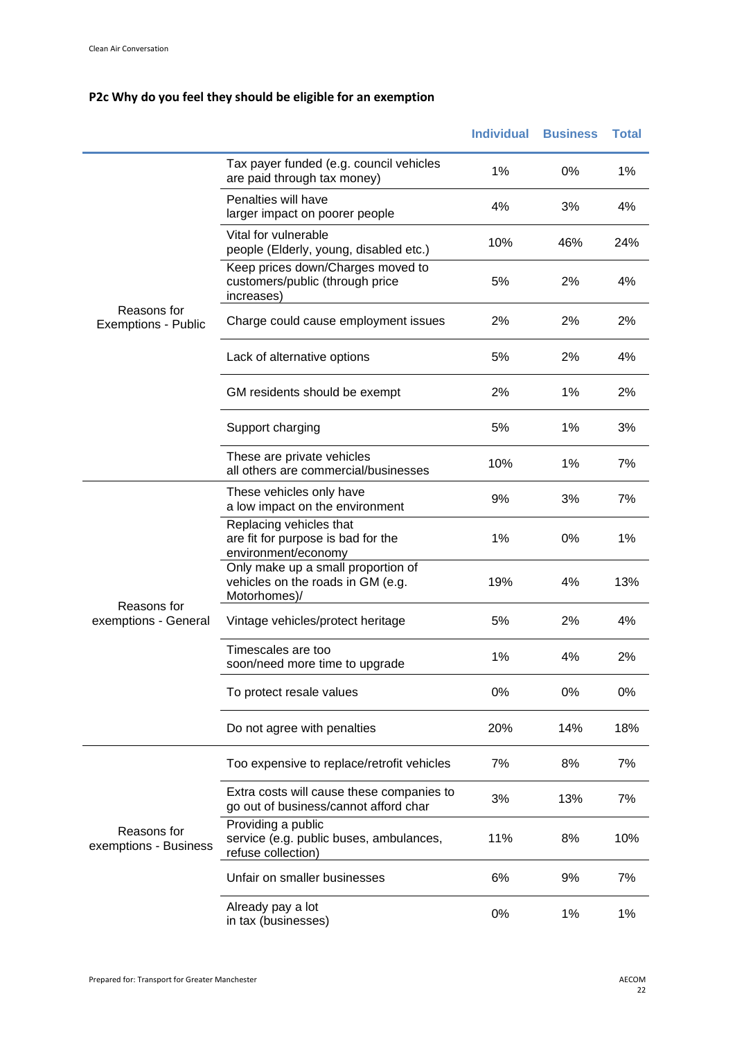**P2c Why do you feel they should be eligible for an exemption**

| | | Individual | Business | Total |
|---|---|---|---|---|
| Reasons for Exemptions - Public | Tax payer funded (e.g. council vehicles are paid through tax money) | 1% | 0% | 1% |
| | Penalties will have larger impact on poorer people | 4% | 3% | 4% |
| | Vital for vulnerable people (Elderly, young, disabled etc.) | 10% | 46% | 24% |
| | Keep prices down/Charges moved to customers/public (through price increases) | 5% | 2% | 4% |
| | Charge could cause employment issues | 2% | 2% | 2% |
| | Lack of alternative options | 5% | 2% | 4% |
| | GM residents should be exempt | 2% | 1% | 2% |
| | Support charging | 5% | 1% | 3% |
| | These are private vehicles all others are commercial/businesses | 10% | 1% | 7% |
| Reasons for exemptions - General | These vehicles only have a low impact on the environment | 9% | 3% | 7% |
| | Replacing vehicles that are fit for purpose is bad for the environment/economy | 1% | 0% | 1% |
| | Only make up a small proportion of vehicles on the roads in GM (e.g. Motorhomes)/ | 19% | 4% | 13% |
| | Vintage vehicles/protect heritage | 5% | 2% | 4% |
| | Timescales are too soon/need more time to upgrade | 1% | 4% | 2% |
| | To protect resale values | 0% | 0% | 0% |
| | Do not agree with penalties | 20% | 14% | 18% |
| Reasons for exemptions - Business | Too expensive to replace/retrofit vehicles | 7% | 8% | 7% |
| | Extra costs will cause these companies to go out of business/cannot afford char | 3% | 13% | 7% |
| | Providing a public service (e.g. public buses, ambulances, refuse collection) | 11% | 8% | 10% |
| | Unfair on smaller businesses | 6% | 9% | 7% |
| | Already pay a lot in tax (businesses) | 0% | 1% | 1% |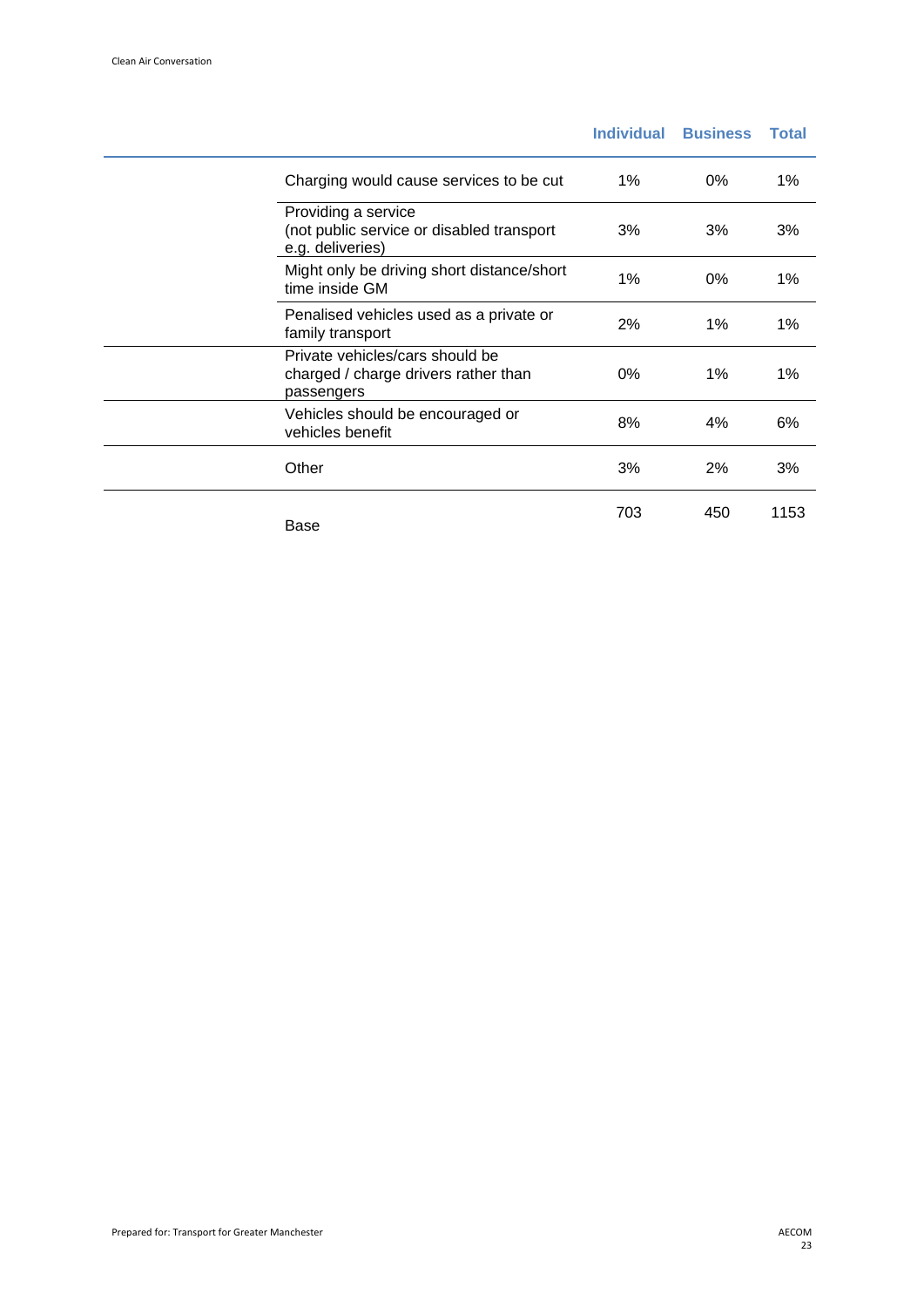| | Individual | Business | Total |
|---|---|---|---|
| Charging would cause services to be cut | 1% | 0% | 1% |
| Providing a service (not public service or disabled transport e.g. deliveries) | 3% | 3% | 3% |
| Might only be driving short distance/short time inside GM | 1% | 0% | 1% |
| Penalised vehicles used as a private or family transport | 2% | 1% | 1% |
| Private vehicles/cars should be charged / charge drivers rather than passengers | 0% | 1% | 1% |
| Vehicles should be encouraged or vehicles benefit | 8% | 4% | 6% |
| Other | 3% | 2% | 3% |
| Base | 703 | 450 | 1153 |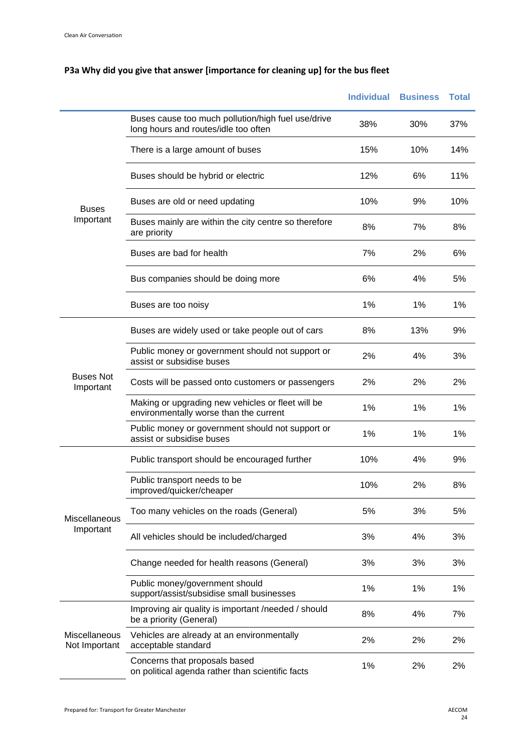**P3a Why did you give that answer [importance for cleaning up] for the bus fleet**

| | | Individual | Business | Total |
|---|---|---|---|---|
| Buses Important | Buses cause too much pollution/high fuel use/drive long hours and routes/idle too often | 38% | 30% | 37% |
| | There is a large amount of buses | 15% | 10% | 14% |
| | Buses should be hybrid or electric | 12% | 6% | 11% |
| | Buses are old or need updating | 10% | 9% | 10% |
| | Buses mainly are within the city centre so therefore are priority | 8% | 7% | 8% |
| | Buses are bad for health | 7% | 2% | 6% |
| | Bus companies should be doing more | 6% | 4% | 5% |
| | Buses are too noisy | 1% | 1% | 1% |
| Buses Not Important | Buses are widely used or take people out of cars | 8% | 13% | 9% |
| | Public money or government should not support or assist or subsidise buses | 2% | 4% | 3% |
| | Costs will be passed onto customers or passengers | 2% | 2% | 2% |
| | Making or upgrading new vehicles or fleet will be environmentally worse than the current | 1% | 1% | 1% |
| | Public money or government should not support or assist or subsidise buses | 1% | 1% | 1% |
| Miscellaneous Important | Public transport should be encouraged further | 10% | 4% | 9% |
| | Public transport needs to be improved/quicker/cheaper | 10% | 2% | 8% |
| | Too many vehicles on the roads (General) | 5% | 3% | 5% |
| | All vehicles should be included/charged | 3% | 4% | 3% |
| | Change needed for health reasons (General) | 3% | 3% | 3% |
| | Public money/government should support/assist/subsidise small businesses | 1% | 1% | 1% |
| Miscellaneous Not Important | Improving air quality is important /needed / should be a priority (General) | 8% | 4% | 7% |
| | Vehicles are already at an environmentally acceptable standard | 2% | 2% | 2% |
| | Concerns that proposals based on political agenda rather than scientific facts | 1% | 2% | 2% |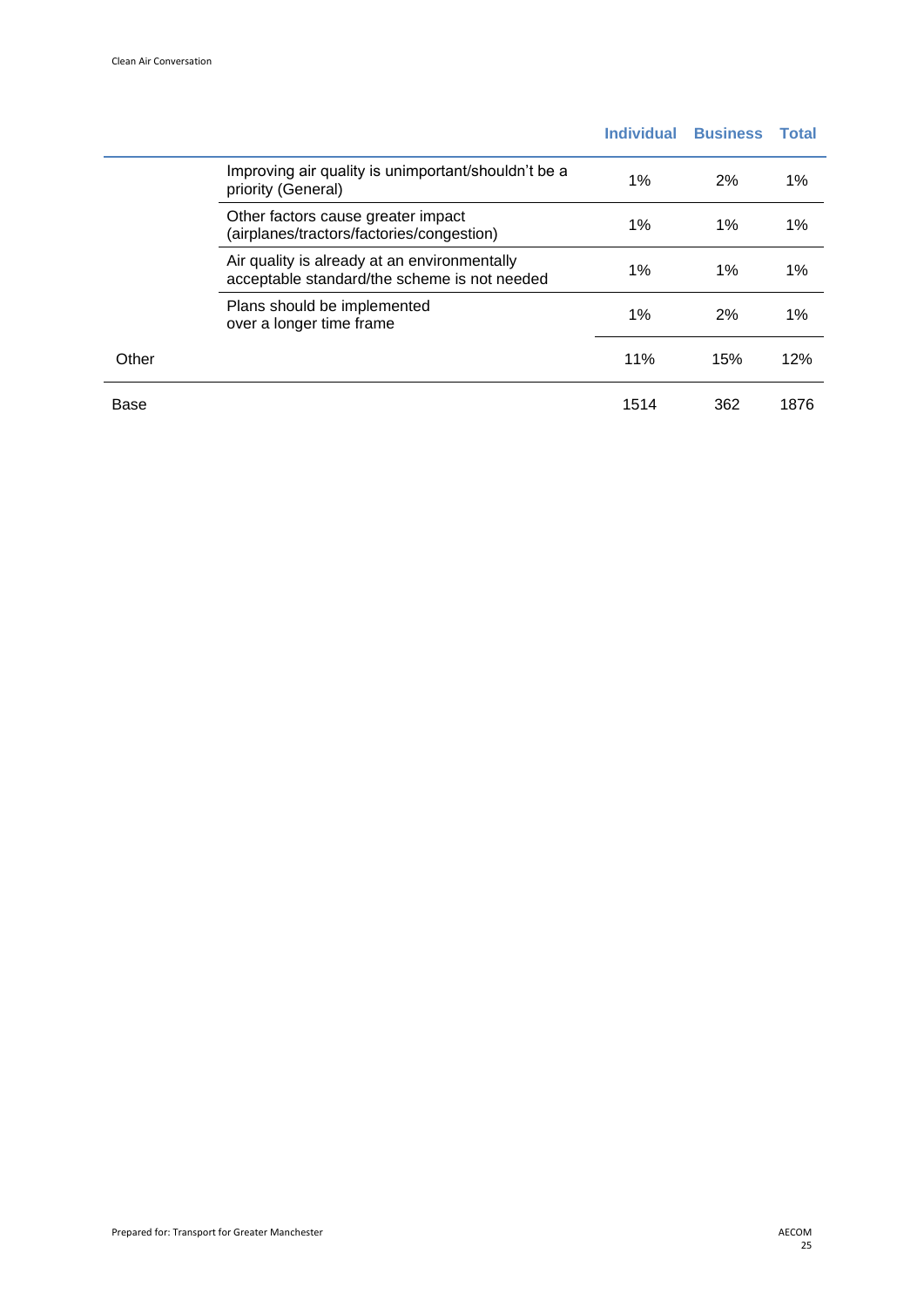| | | Individual | Business | Total |
|---|---|---|---|---|
| | Improving air quality is unimportant/shouldn't be a priority (General) | 1% | 2% | 1% |
| | Other factors cause greater impact (airplanes/tractors/factories/congestion) | 1% | 1% | 1% |
| | Air quality is already at an environmentally acceptable standard/the scheme is not needed | 1% | 1% | 1% |
| | Plans should be implemented over a longer time frame | 1% | 2% | 1% |
| Other | | 11% | 15% | 12% |
| Base | | 1514 | 362 | 1876 |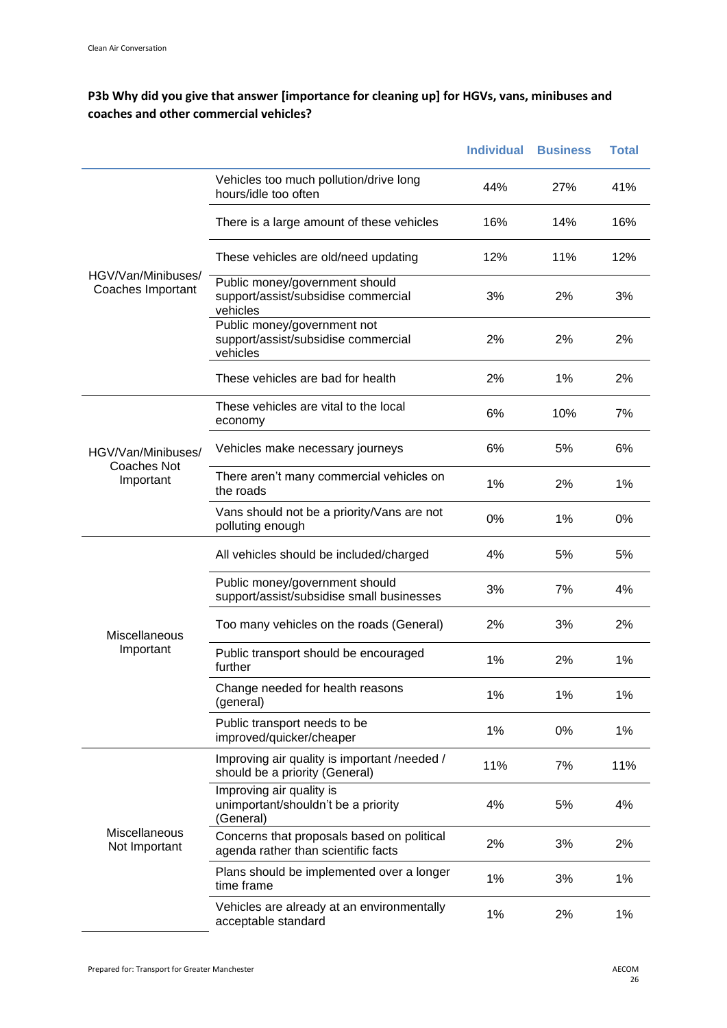**P3b Why did you give that answer [importance for cleaning up] for HGVs, vans, minibuses and coaches and other commercial vehicles?**

| | | Individual | Business | Total |
|---|---|---|---|---|
| HGV/Van/Minibuses/ Coaches Important | Vehicles too much pollution/drive long hours/idle too often | 44% | 27% | 41% |
| | There is a large amount of these vehicles | 16% | 14% | 16% |
| | These vehicles are old/need updating | 12% | 11% | 12% |
| | Public money/government should support/assist/subsidise commercial vehicles | 3% | 2% | 3% |
| | Public money/government not support/assist/subsidise commercial vehicles | 2% | 2% | 2% |
| | These vehicles are bad for health | 2% | 1% | 2% |
| HGV/Van/Minibuses/ Coaches Not Important | These vehicles are vital to the local economy | 6% | 10% | 7% |
| | Vehicles make necessary journeys | 6% | 5% | 6% |
| | There aren't many commercial vehicles on the roads | 1% | 2% | 1% |
| | Vans should not be a priority/Vans are not polluting enough | 0% | 1% | 0% |
| Miscellaneous Important | All vehicles should be included/charged | 4% | 5% | 5% |
| | Public money/government should support/assist/subsidise small businesses | 3% | 7% | 4% |
| | Too many vehicles on the roads (General) | 2% | 3% | 2% |
| | Public transport should be encouraged further | 1% | 2% | 1% |
| | Change needed for health reasons (general) | 1% | 1% | 1% |
| | Public transport needs to be improved/quicker/cheaper | 1% | 0% | 1% |
| Miscellaneous Not Important | Improving air quality is important /needed / should be a priority (General) | 11% | 7% | 11% |
| | Improving air quality is unimportant/shouldn't be a priority (General) | 4% | 5% | 4% |
| | Concerns that proposals based on political agenda rather than scientific facts | 2% | 3% | 2% |
| | Plans should be implemented over a longer time frame | 1% | 3% | 1% |
| | Vehicles are already at an environmentally acceptable standard | 1% | 2% | 1% |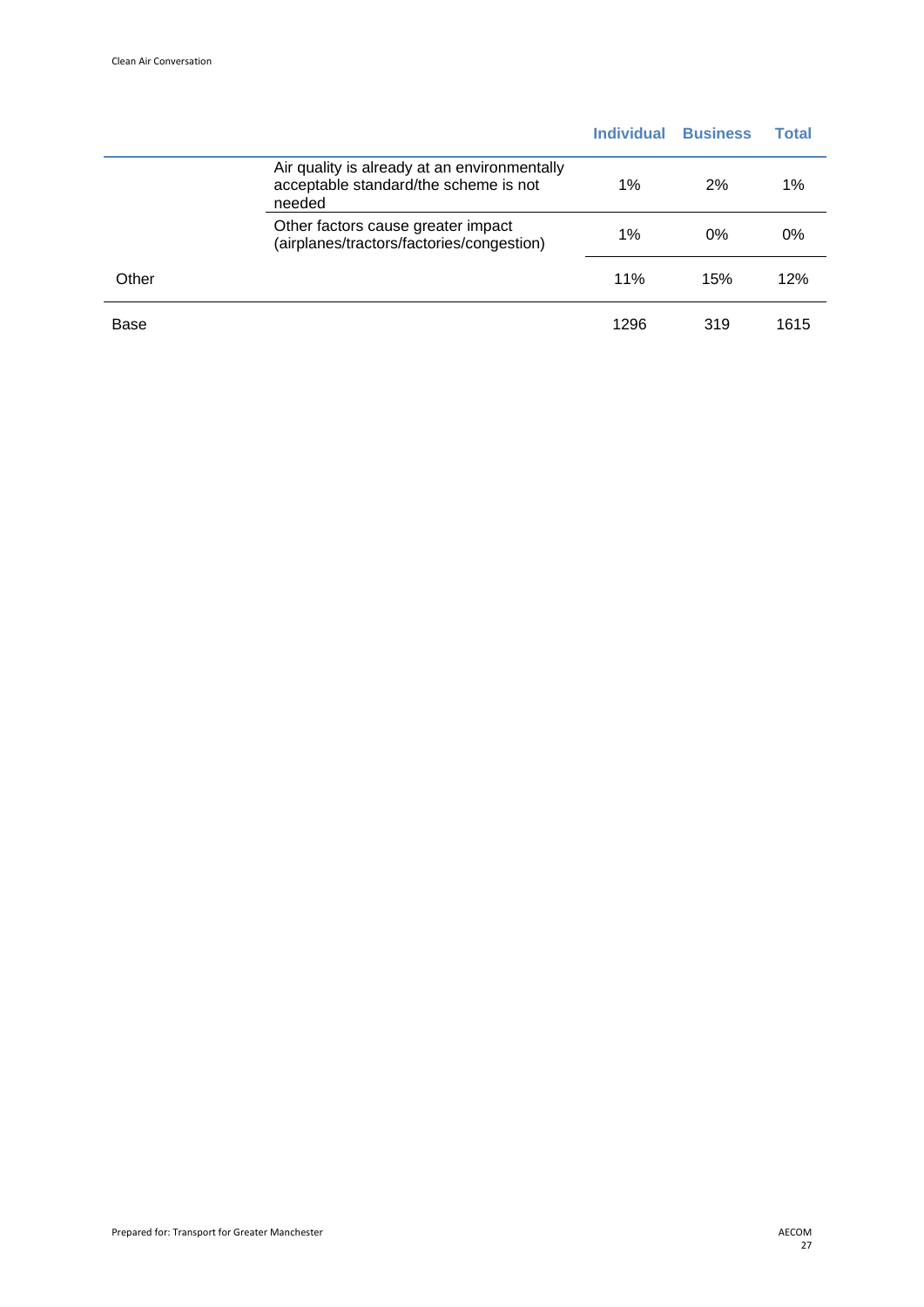| | | Individual | Business | Total |
|---|---|---|---|---|
| | Air quality is already at an environmentally acceptable standard/the scheme is not needed | 1% | 2% | 1% |
| | Other factors cause greater impact (airplanes/tractors/factories/congestion) | 1% | 0% | 0% |
| Other | | 11% | 15% | 12% |
| Base | | 1296 | 319 | 1615 |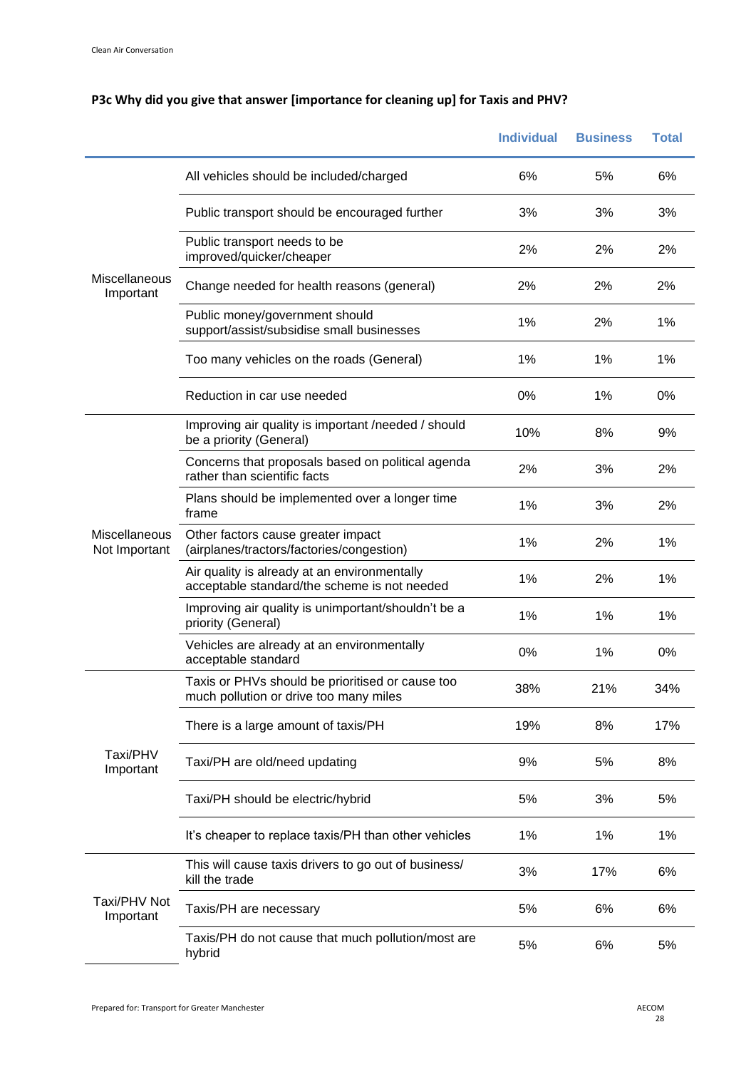**P3c Why did you give that answer [importance for cleaning up] for Taxis and PHV?**

| | | Individual | Business | Total |
|---|---|---|---|---|
| Miscellaneous Important | All vehicles should be included/charged | 6% | 5% | 6% |
| | Public transport should be encouraged further | 3% | 3% | 3% |
| | Public transport needs to be improved/quicker/cheaper | 2% | 2% | 2% |
| | Change needed for health reasons (general) | 2% | 2% | 2% |
| | Public money/government should support/assist/subsidise small businesses | 1% | 2% | 1% |
| | Too many vehicles on the roads (General) | 1% | 1% | 1% |
| | Reduction in car use needed | 0% | 1% | 0% |
| Miscellaneous Not Important | Improving air quality is important /needed / should be a priority (General) | 10% | 8% | 9% |
| | Concerns that proposals based on political agenda rather than scientific facts | 2% | 3% | 2% |
| | Plans should be implemented over a longer time frame | 1% | 3% | 2% |
| | Other factors cause greater impact (airplanes/tractors/factories/congestion) | 1% | 2% | 1% |
| | Air quality is already at an environmentally acceptable standard/the scheme is not needed | 1% | 2% | 1% |
| | Improving air quality is unimportant/shouldn't be a priority (General) | 1% | 1% | 1% |
| | Vehicles are already at an environmentally acceptable standard | 0% | 1% | 0% |
| Taxi/PHV Important | Taxis or PHVs should be prioritised or cause too much pollution or drive too many miles | 38% | 21% | 34% |
| | There is a large amount of taxis/PH | 19% | 8% | 17% |
| | Taxi/PH are old/need updating | 9% | 5% | 8% |
| | Taxi/PH should be electric/hybrid | 5% | 3% | 5% |
| | It's cheaper to replace taxis/PH than other vehicles | 1% | 1% | 1% |
| Taxi/PHV Not Important | This will cause taxis drivers to go out of business/ kill the trade | 3% | 17% | 6% |
| | Taxis/PH are necessary | 5% | 6% | 6% |
| | Taxis/PH do not cause that much pollution/most are hybrid | 5% | 6% | 5% |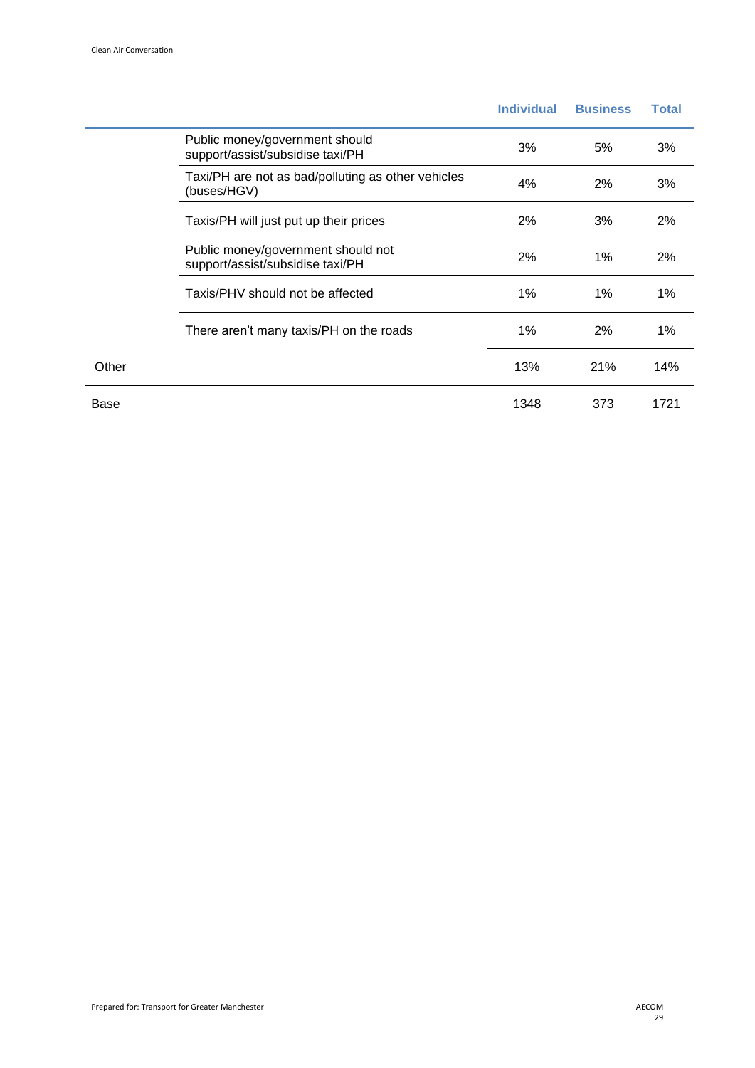| | | Individual | Business | Total |
|---|---|---|---|---|
| | Public money/government should support/assist/subsidise taxi/PH | 3% | 5% | 3% |
| | Taxi/PH are not as bad/polluting as other vehicles (buses/HGV) | 4% | 2% | 3% |
| | Taxis/PH will just put up their prices | 2% | 3% | 2% |
| | Public money/government should not support/assist/subsidise taxi/PH | 2% | 1% | 2% |
| | Taxis/PHV should not be affected | 1% | 1% | 1% |
| | There aren't many taxis/PH on the roads | 1% | 2% | 1% |
| Other | | 13% | 21% | 14% |
| Base | | 1348 | 373 | 1721 |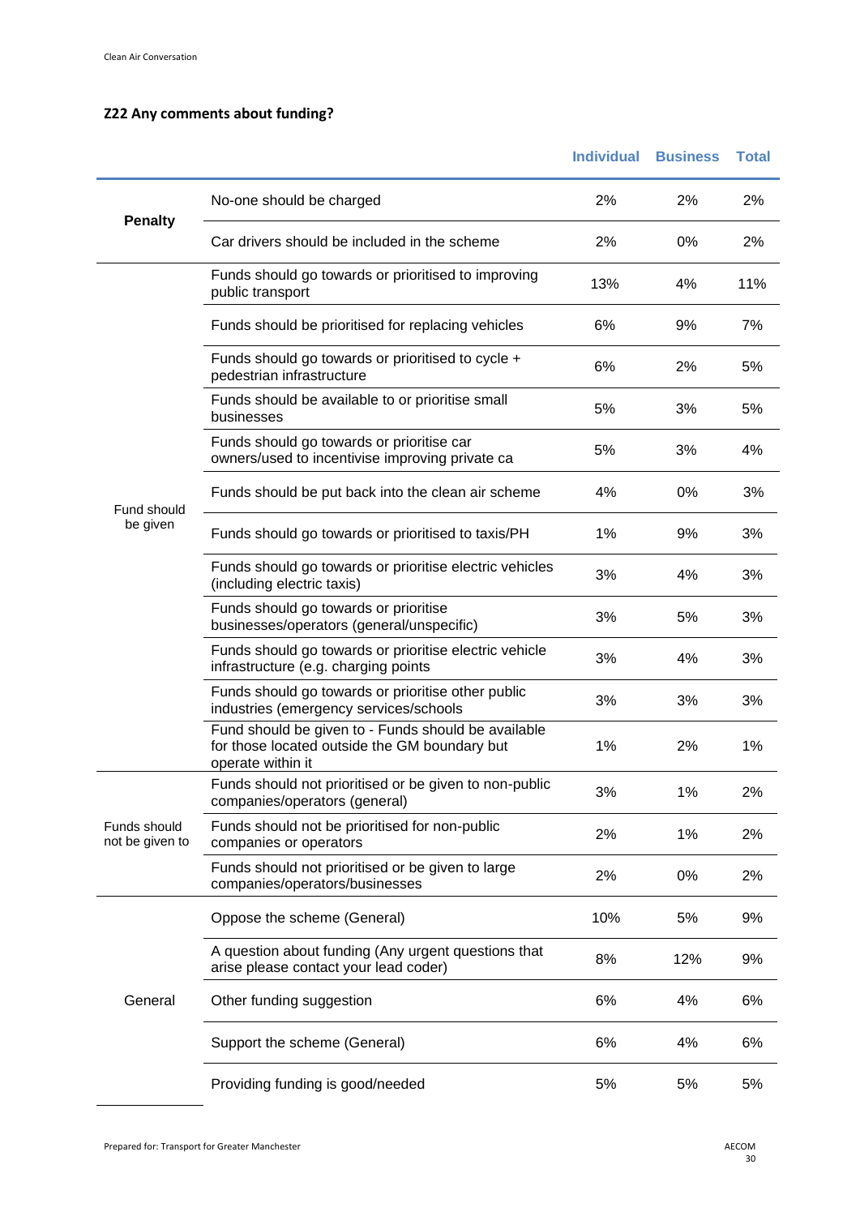## Z22 Any comments about funding?

| | | Individual | Business | Total |
|---|---|---|---|---|
| **Penalty** | No-one should be charged | 2% | 2% | 2% |
| | Car drivers should be included in the scheme | 2% | 0% | 2% |
| Fund should be given | Funds should go towards or prioritised to improving public transport | 13% | 4% | 11% |
| | Funds should be prioritised for replacing vehicles | 6% | 9% | 7% |
| | Funds should go towards or prioritised to cycle + pedestrian infrastructure | 6% | 2% | 5% |
| | Funds should be available to or prioritise small businesses | 5% | 3% | 5% |
| | Funds should go towards or prioritise car owners/used to incentivise improving private ca | 5% | 3% | 4% |
| | Funds should be put back into the clean air scheme | 4% | 0% | 3% |
| | Funds should go towards or prioritised to taxis/PH | 1% | 9% | 3% |
| | Funds should go towards or prioritise electric vehicles (including electric taxis) | 3% | 4% | 3% |
| | Funds should go towards or prioritise businesses/operators (general/unspecific) | 3% | 5% | 3% |
| | Funds should go towards or prioritise electric vehicle infrastructure (e.g. charging points | 3% | 4% | 3% |
| | Funds should go towards or prioritise other public industries (emergency services/schools | 3% | 3% | 3% |
| | Fund should be given to - Funds should be available for those located outside the GM boundary but operate within it | 1% | 2% | 1% |
| Funds should not be given to | Funds should not prioritised or be given to non-public companies/operators (general) | 3% | 1% | 2% |
| | Funds should not be prioritised for non-public companies or operators | 2% | 1% | 2% |
| | Funds should not prioritised or be given to large companies/operators/businesses | 2% | 0% | 2% |
| General | Oppose the scheme (General) | 10% | 5% | 9% |
| | A question about funding (Any urgent questions that arise please contact your lead coder) | 8% | 12% | 9% |
| | Other funding suggestion | 6% | 4% | 6% |
| | Support the scheme (General) | 6% | 4% | 6% |
| | Providing funding is good/needed | 5% | 5% | 5% |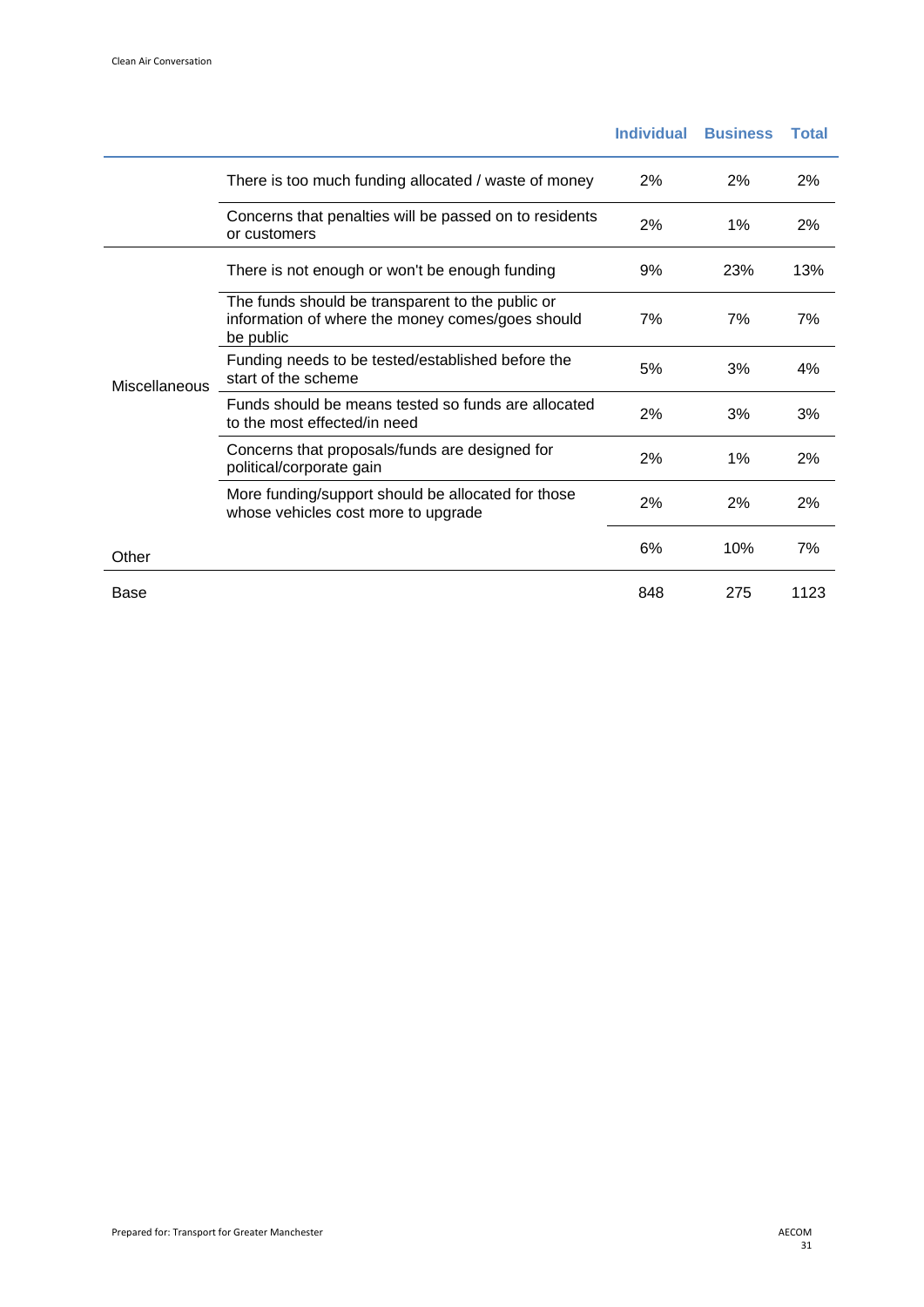| | | Individual | Business | Total |
|---|---|---|---|---|
| | There is too much funding allocated / waste of money | 2% | 2% | 2% |
| | Concerns that penalties will be passed on to residents or customers | 2% | 1% | 2% |
| Miscellaneous | There is not enough or won't be enough funding | 9% | 23% | 13% |
| | The funds should be transparent to the public or information of where the money comes/goes should be public | 7% | 7% | 7% |
| | Funding needs to be tested/established before the start of the scheme | 5% | 3% | 4% |
| | Funds should be means tested so funds are allocated to the most effected/in need | 2% | 3% | 3% |
| | Concerns that proposals/funds are designed for political/corporate gain | 2% | 1% | 2% |
| | More funding/support should be allocated for those whose vehicles cost more to upgrade | 2% | 2% | 2% |
| Other | | 6% | 10% | 7% |
| Base | | 848 | 275 | 1123 |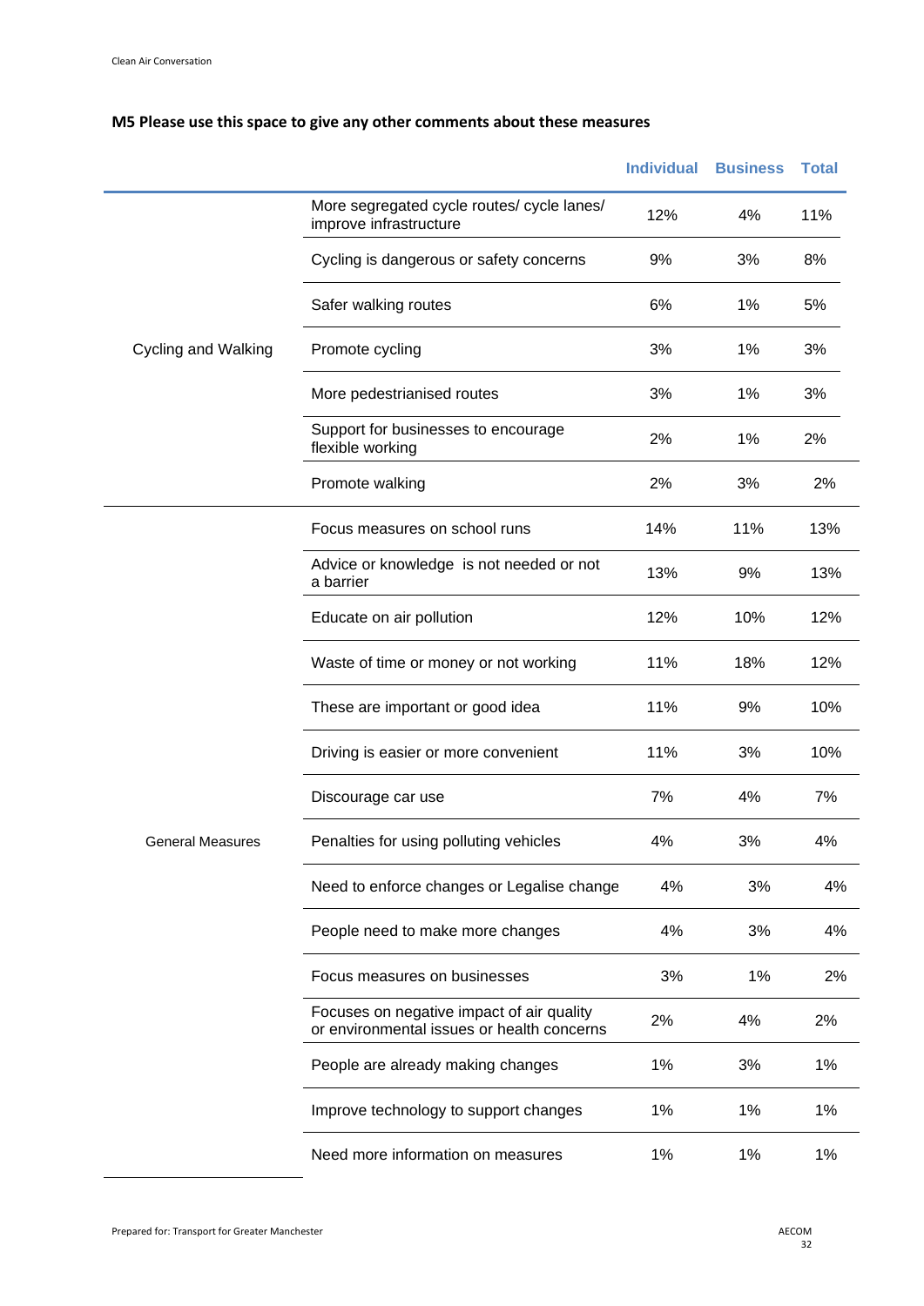**M5 Please use this space to give any other comments about these measures**

| | | Individual | Business | Total |
|---|---|---|---|---|
| Cycling and Walking | More segregated cycle routes/ cycle lanes/ improve infrastructure | 12% | 4% | 11% |
| | Cycling is dangerous or safety concerns | 9% | 3% | 8% |
| | Safer walking routes | 6% | 1% | 5% |
| | Promote cycling | 3% | 1% | 3% |
| | More pedestrianised routes | 3% | 1% | 3% |
| | Support for businesses to encourage flexible working | 2% | 1% | 2% |
| | Promote walking | 2% | 3% | 2% |
| General Measures | Focus measures on school runs | 14% | 11% | 13% |
| | Advice or knowledge is not needed or not a barrier | 13% | 9% | 13% |
| | Educate on air pollution | 12% | 10% | 12% |
| | Waste of time or money or not working | 11% | 18% | 12% |
| | These are important or good idea | 11% | 9% | 10% |
| | Driving is easier or more convenient | 11% | 3% | 10% |
| | Discourage car use | 7% | 4% | 7% |
| | Penalties for using polluting vehicles | 4% | 3% | 4% |
| | Need to enforce changes or Legalise change | 4% | 3% | 4% |
| | People need to make more changes | 4% | 3% | 4% |
| | Focus measures on businesses | 3% | 1% | 2% |
| | Focuses on negative impact of air quality or environmental issues or health concerns | 2% | 4% | 2% |
| | People are already making changes | 1% | 3% | 1% |
| | Improve technology to support changes | 1% | 1% | 1% |
| | Need more information on measures | 1% | 1% | 1% |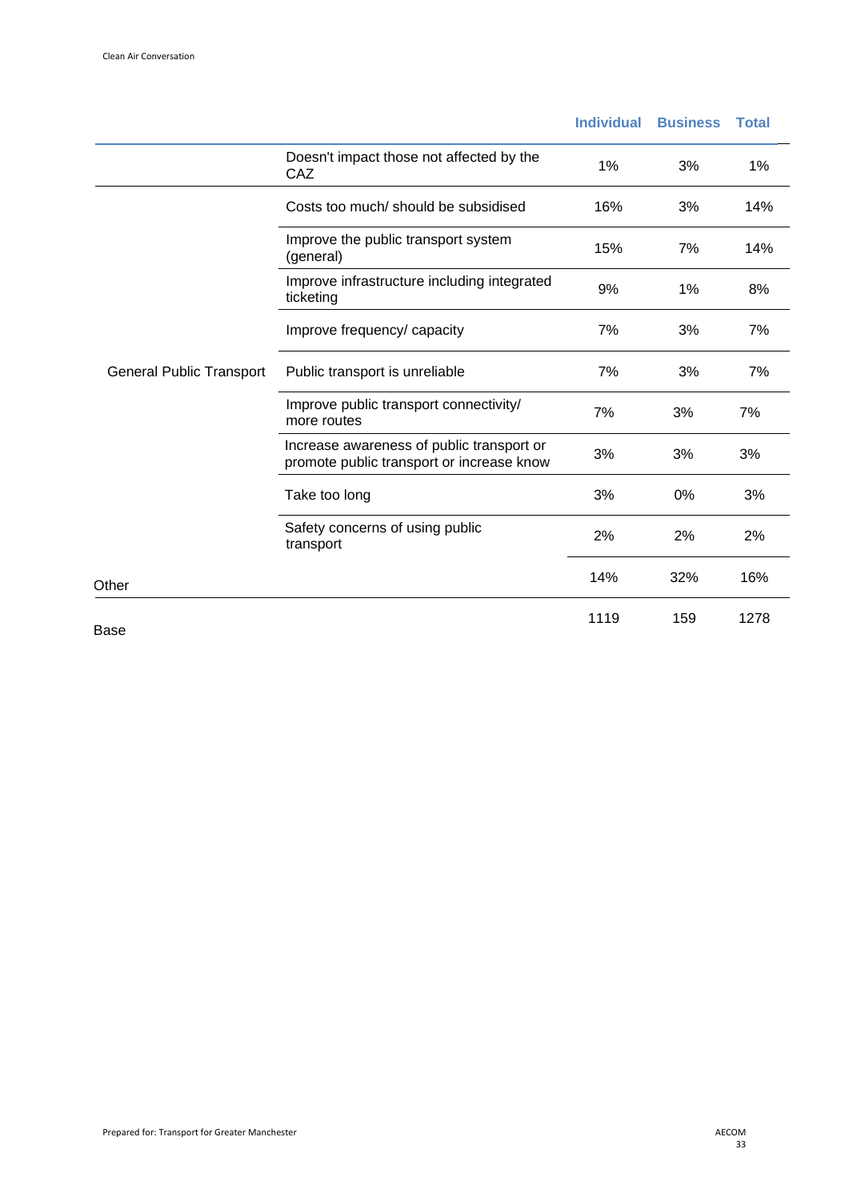| | | Individual | Business | Total |
|---|---|---|---|---|
| | Doesn't impact those not affected by the CAZ | 1% | 3% | 1% |
| General Public Transport | Costs too much/ should be subsidised | 16% | 3% | 14% |
| | Improve the public transport system (general) | 15% | 7% | 14% |
| | Improve infrastructure including integrated ticketing | 9% | 1% | 8% |
| | Improve frequency/ capacity | 7% | 3% | 7% |
| | Public transport is unreliable | 7% | 3% | 7% |
| | Improve public transport connectivity/ more routes | 7% | 3% | 7% |
| | Increase awareness of public transport or promote public transport or increase know | 3% | 3% | 3% |
| | Take too long | 3% | 0% | 3% |
| | Safety concerns of using public transport | 2% | 2% | 2% |
| Other | | 14% | 32% | 16% |
| Base | | 1119 | 159 | 1278 |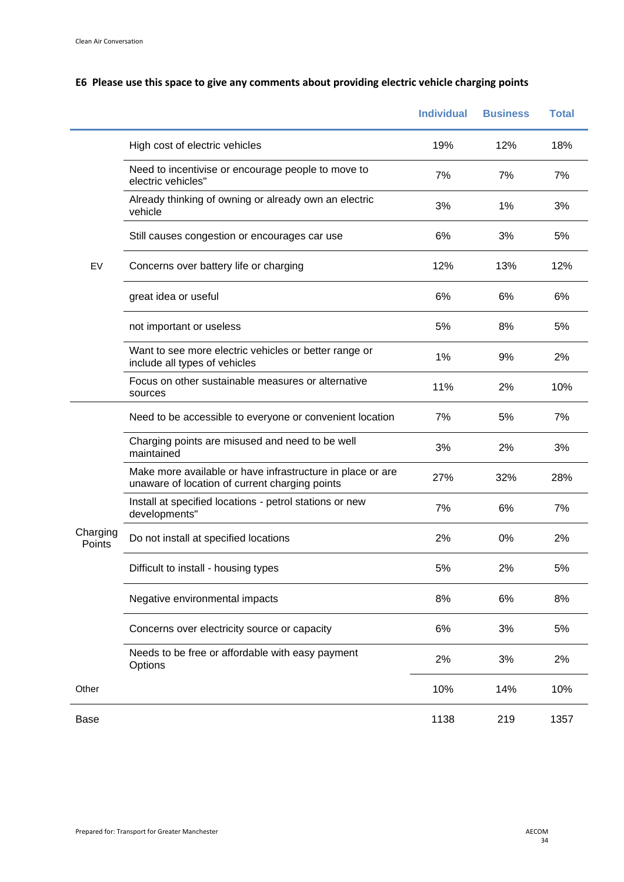## E6 Please use this space to give any comments about providing electric vehicle charging points

| | | Individual | Business | Total |
|---|---|---|---|---|
| EV | High cost of electric vehicles | 19% | 12% | 18% |
| | Need to incentivise or encourage people to move to electric vehicles" | 7% | 7% | 7% |
| | Already thinking of owning or already own an electric vehicle | 3% | 1% | 3% |
| | Still causes congestion or encourages car use | 6% | 3% | 5% |
| | Concerns over battery life or charging | 12% | 13% | 12% |
| | great idea or useful | 6% | 6% | 6% |
| | not important or useless | 5% | 8% | 5% |
| | Want to see more electric vehicles or better range or include all types of vehicles | 1% | 9% | 2% |
| | Focus on other sustainable measures or alternative sources | 11% | 2% | 10% |
| Charging Points | Need to be accessible to everyone or convenient location | 7% | 5% | 7% |
| | Charging points are misused and need to be well maintained | 3% | 2% | 3% |
| | Make more available or have infrastructure in place or are unaware of location of current charging points | 27% | 32% | 28% |
| | Install at specified locations - petrol stations or new developments" | 7% | 6% | 7% |
| | Do not install at specified locations | 2% | 0% | 2% |
| | Difficult to install - housing types | 5% | 2% | 5% |
| | Negative environmental impacts | 8% | 6% | 8% |
| | Concerns over electricity source or capacity | 6% | 3% | 5% |
| | Needs to be free or affordable with easy payment Options | 2% | 3% | 2% |
| Other | | 10% | 14% | 10% |
| Base | | 1138 | 219 | 1357 |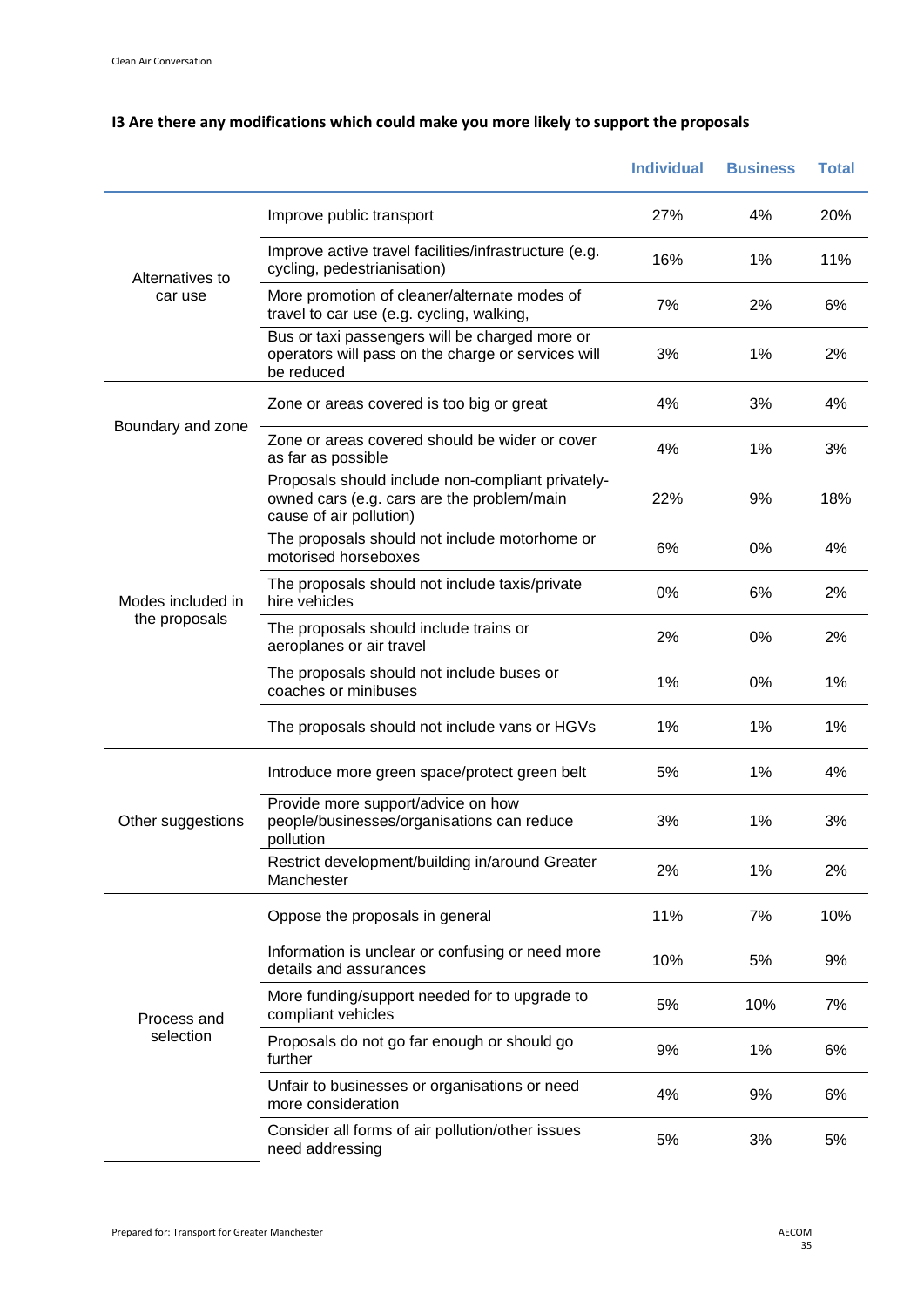**I3 Are there any modifications which could make you more likely to support the proposals**

| | | Individual | Business | Total |
|---|---|---|---|---|
| Alternatives to car use | Improve public transport | 27% | 4% | 20% |
| | Improve active travel facilities/infrastructure (e.g. cycling, pedestrianisation) | 16% | 1% | 11% |
| | More promotion of cleaner/alternate modes of travel to car use (e.g. cycling, walking, | 7% | 2% | 6% |
| | Bus or taxi passengers will be charged more or operators will pass on the charge or services will be reduced | 3% | 1% | 2% |
| Boundary and zone | Zone or areas covered is too big or great | 4% | 3% | 4% |
| | Zone or areas covered should be wider or cover as far as possible | 4% | 1% | 3% |
| Modes included in the proposals | Proposals should include non-compliant privately-owned cars (e.g. cars are the problem/main cause of air pollution) | 22% | 9% | 18% |
| | The proposals should not include motorhome or motorised horseboxes | 6% | 0% | 4% |
| | The proposals should not include taxis/private hire vehicles | 0% | 6% | 2% |
| | The proposals should include trains or aeroplanes or air travel | 2% | 0% | 2% |
| | The proposals should not include buses or coaches or minibuses | 1% | 0% | 1% |
| | The proposals should not include vans or HGVs | 1% | 1% | 1% |
| Other suggestions | Introduce more green space/protect green belt | 5% | 1% | 4% |
| | Provide more support/advice on how people/businesses/organisations can reduce pollution | 3% | 1% | 3% |
| | Restrict development/building in/around Greater Manchester | 2% | 1% | 2% |
| Process and selection | Oppose the proposals in general | 11% | 7% | 10% |
| | Information is unclear or confusing or need more details and assurances | 10% | 5% | 9% |
| | More funding/support needed for to upgrade to compliant vehicles | 5% | 10% | 7% |
| | Proposals do not go far enough or should go further | 9% | 1% | 6% |
| | Unfair to businesses or organisations or need more consideration | 4% | 9% | 6% |
| | Consider all forms of air pollution/other issues need addressing | 5% | 3% | 5% |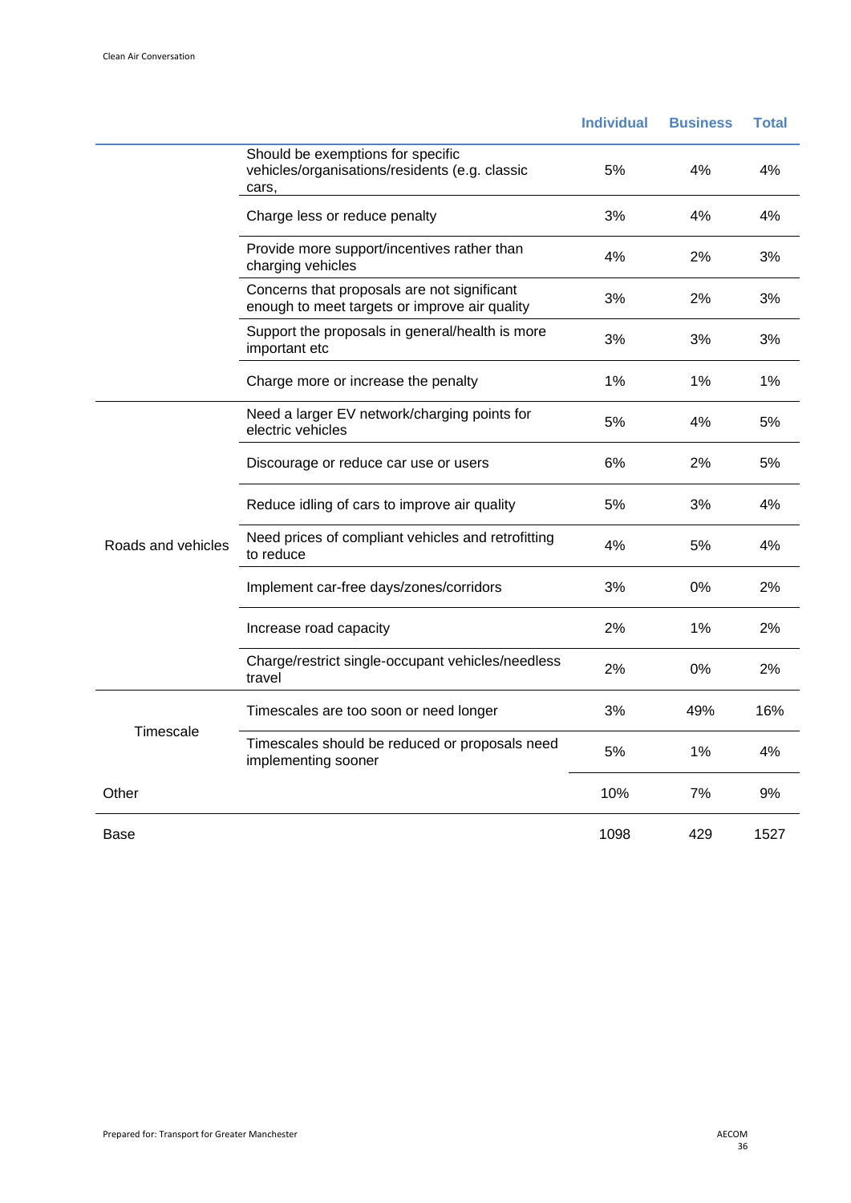| | | Individual | Business | Total |
|---|---|---|---|---|
| | Should be exemptions for specific vehicles/organisations/residents (e.g. classic cars, | 5% | 4% | 4% |
| | Charge less or reduce penalty | 3% | 4% | 4% |
| | Provide more support/incentives rather than charging vehicles | 4% | 2% | 3% |
| | Concerns that proposals are not significant enough to meet targets or improve air quality | 3% | 2% | 3% |
| | Support the proposals in general/health is more important etc | 3% | 3% | 3% |
| | Charge more or increase the penalty | 1% | 1% | 1% |
| Roads and vehicles | Need a larger EV network/charging points for electric vehicles | 5% | 4% | 5% |
| | Discourage or reduce car use or users | 6% | 2% | 5% |
| | Reduce idling of cars to improve air quality | 5% | 3% | 4% |
| | Need prices of compliant vehicles and retrofitting to reduce | 4% | 5% | 4% |
| | Implement car-free days/zones/corridors | 3% | 0% | 2% |
| | Increase road capacity | 2% | 1% | 2% |
| | Charge/restrict single-occupant vehicles/needless travel | 2% | 0% | 2% |
| Timescale | Timescales are too soon or need longer | 3% | 49% | 16% |
| | Timescales should be reduced or proposals need implementing sooner | 5% | 1% | 4% |
| Other | | 10% | 7% | 9% |
| Base | | 1098 | 429 | 1527 |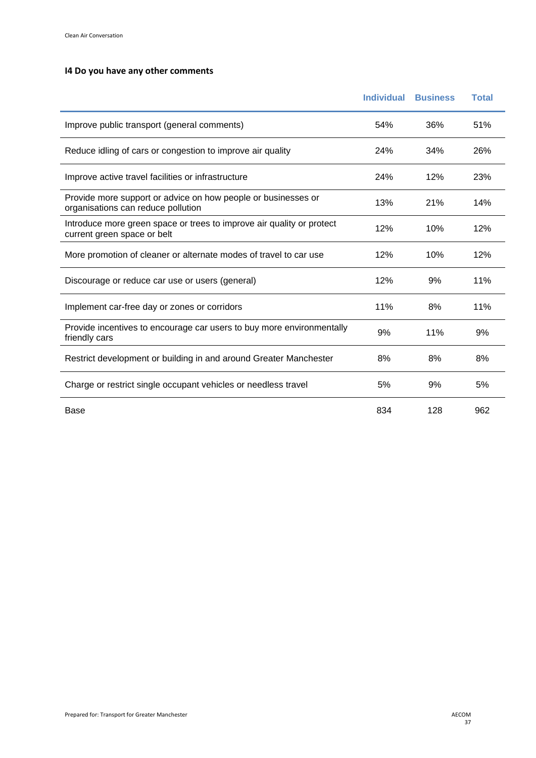### I4 Do you have any other comments

| | Individual | Business | Total |
|---|---|---|---|
| Improve public transport (general comments) | 54% | 36% | 51% |
| Reduce idling of cars or congestion to improve air quality | 24% | 34% | 26% |
| Improve active travel facilities or infrastructure | 24% | 12% | 23% |
| Provide more support or advice on how people or businesses or organisations can reduce pollution | 13% | 21% | 14% |
| Introduce more green space or trees to improve air quality or protect current green space or belt | 12% | 10% | 12% |
| More promotion of cleaner or alternate modes of travel to car use | 12% | 10% | 12% |
| Discourage or reduce car use or users (general) | 12% | 9% | 11% |
| Implement car-free day or zones or corridors | 11% | 8% | 11% |
| Provide incentives to encourage car users to buy more environmentally friendly cars | 9% | 11% | 9% |
| Restrict development or building in and around Greater Manchester | 8% | 8% | 8% |
| Charge or restrict single occupant vehicles or needless travel | 5% | 9% | 5% |
| Base | 834 | 128 | 962 |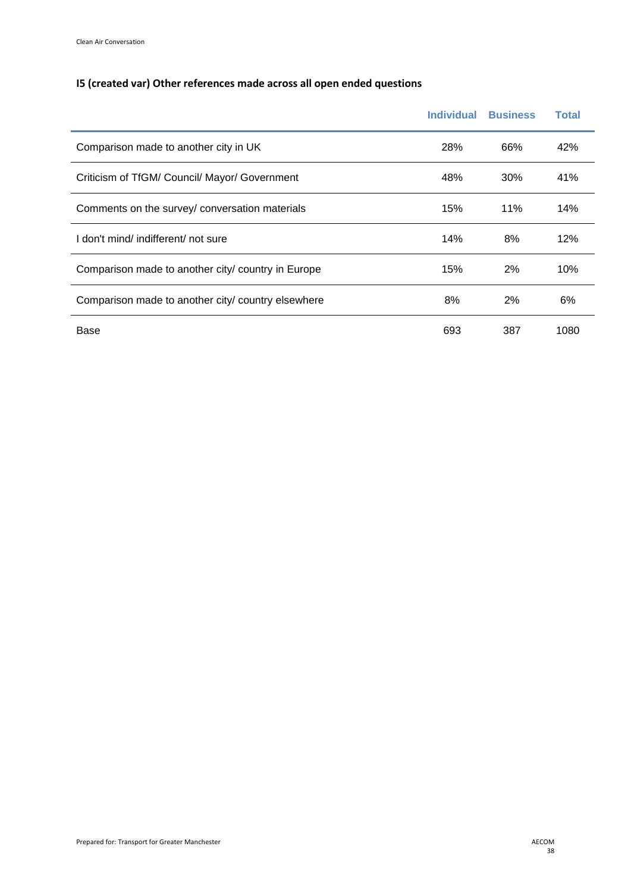**I5 (created var) Other references made across all open ended questions**

| | Individual | Business | Total |
|---|---|---|---|
| Comparison made to another city in UK | 28% | 66% | 42% |
| Criticism of TfGM/ Council/ Mayor/ Government | 48% | 30% | 41% |
| Comments on the survey/ conversation materials | 15% | 11% | 14% |
| I don't mind/ indifferent/ not sure | 14% | 8% | 12% |
| Comparison made to another city/ country in Europe | 15% | 2% | 10% |
| Comparison made to another city/ country elsewhere | 8% | 2% | 6% |
| Base | 693 | 387 | 1080 |